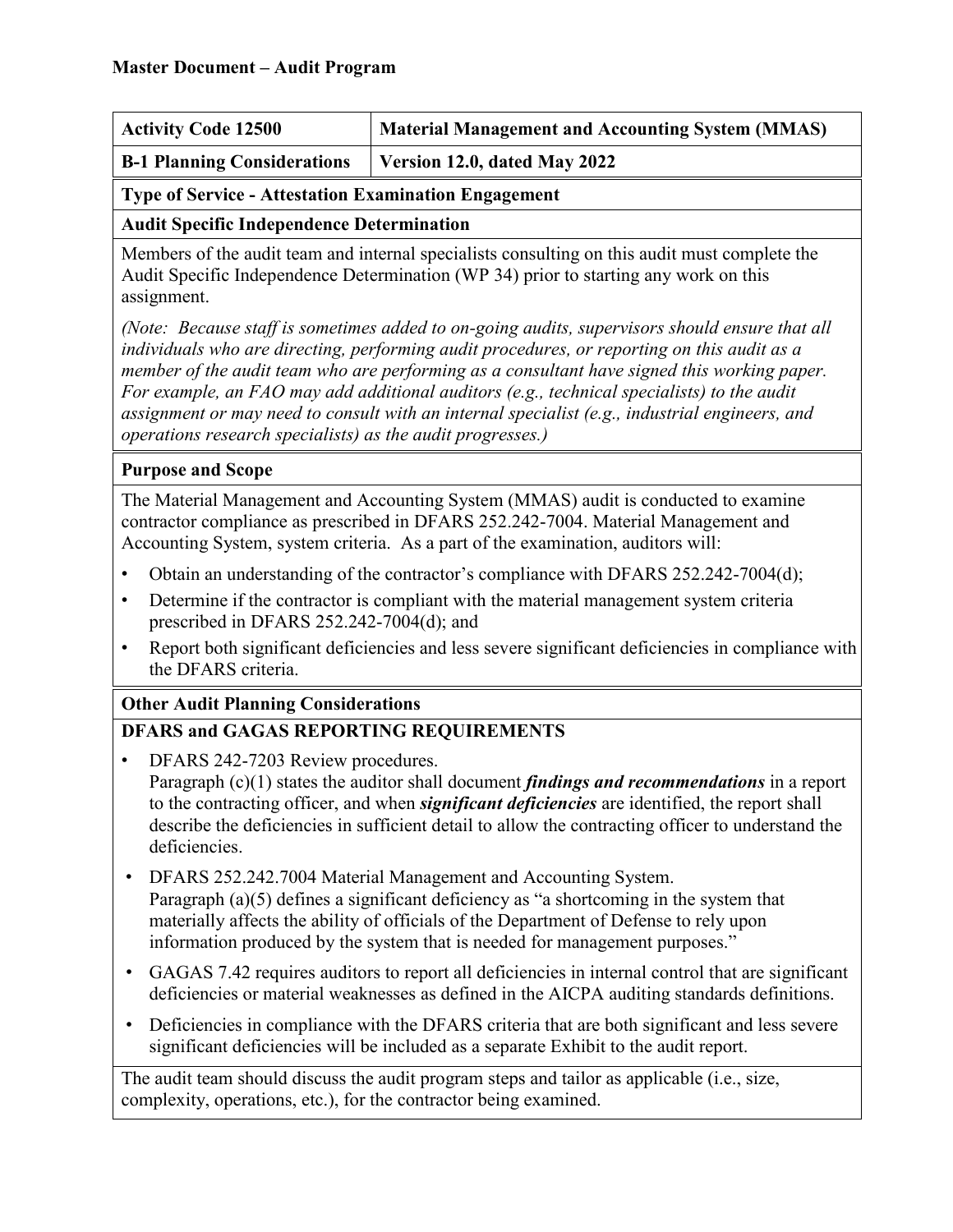**Master Document – Audit Program**

| **Activity Code 12500** | **Material Management and Accounting System (MMAS)** |
| --- | --- |
| **B-1 Planning Considerations** | **Version 12.0, dated May 2022** |

**Type of Service - Attestation Examination Engagement**

**Audit Specific Independence Determination**

Members of the audit team and internal specialists consulting on this audit must complete the Audit Specific Independence Determination (WP 34) prior to starting any work on this assignment.

*(Note: Because staff is sometimes added to on-going audits, supervisors should ensure that all individuals who are directing, performing audit procedures, or reporting on this audit as a member of the audit team who are performing as a consultant have signed this working paper. For example, an FAO may add additional auditors (e.g., technical specialists) to the audit assignment or may need to consult with an internal specialist (e.g., industrial engineers, and operations research specialists) as the audit progresses.)*

**Purpose and Scope**

The Material Management and Accounting System (MMAS) audit is conducted to examine contractor compliance as prescribed in DFARS 252.242-7004. Material Management and Accounting System, system criteria. As a part of the examination, auditors will:

- Obtain an understanding of the contractor's compliance with DFARS 252.242-7004(d);
- Determine if the contractor is compliant with the material management system criteria prescribed in DFARS 252.242-7004(d); and
- Report both significant deficiencies and less severe significant deficiencies in compliance with the DFARS criteria.

**Other Audit Planning Considerations**

**DFARS and GAGAS REPORTING REQUIREMENTS**

- DFARS 242-7203 Review procedures.
  Paragraph (c)(1) states the auditor shall document ***findings and recommendations*** in a report to the contracting officer, and when ***significant deficiencies*** are identified, the report shall describe the deficiencies in sufficient detail to allow the contracting officer to understand the deficiencies.
- DFARS 252.242.7004 Material Management and Accounting System.
  Paragraph (a)(5) defines a significant deficiency as "a shortcoming in the system that materially affects the ability of officials of the Department of Defense to rely upon information produced by the system that is needed for management purposes."
- GAGAS 7.42 requires auditors to report all deficiencies in internal control that are significant deficiencies or material weaknesses as defined in the AICPA auditing standards definitions.
- Deficiencies in compliance with the DFARS criteria that are both significant and less severe significant deficiencies will be included as a separate Exhibit to the audit report.

The audit team should discuss the audit program steps and tailor as applicable (i.e., size, complexity, operations, etc.), for the contractor being examined.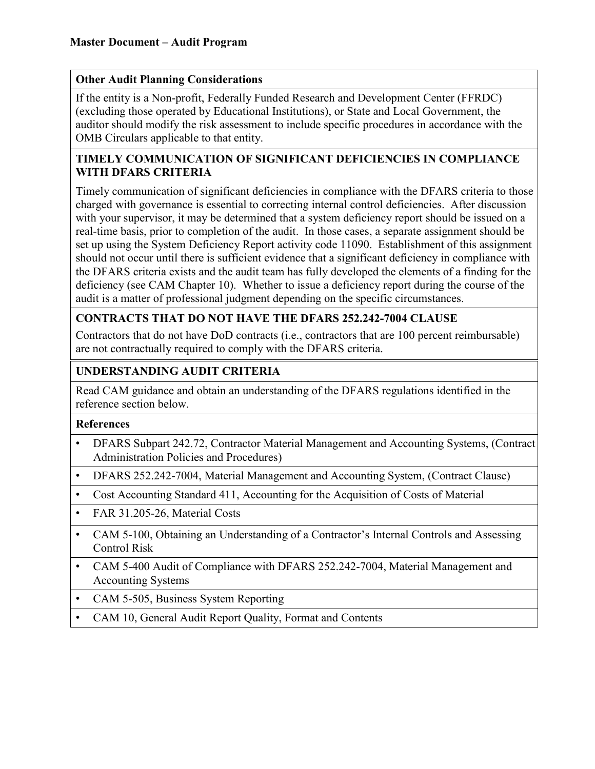**Master Document – Audit Program**

**Other Audit Planning Considerations**

If the entity is a Non-profit, Federally Funded Research and Development Center (FFRDC) (excluding those operated by Educational Institutions), or State and Local Government, the auditor should modify the risk assessment to include specific procedures in accordance with the OMB Circulars applicable to that entity.

**TIMELY COMMUNICATION OF SIGNIFICANT DEFICIENCIES IN COMPLIANCE WITH DFARS CRITERIA**

Timely communication of significant deficiencies in compliance with the DFARS criteria to those charged with governance is essential to correcting internal control deficiencies. After discussion with your supervisor, it may be determined that a system deficiency report should be issued on a real-time basis, prior to completion of the audit. In those cases, a separate assignment should be set up using the System Deficiency Report activity code 11090. Establishment of this assignment should not occur until there is sufficient evidence that a significant deficiency in compliance with the DFARS criteria exists and the audit team has fully developed the elements of a finding for the deficiency (see CAM Chapter 10). Whether to issue a deficiency report during the course of the audit is a matter of professional judgment depending on the specific circumstances.

**CONTRACTS THAT DO NOT HAVE THE DFARS 252.242-7004 CLAUSE**

Contractors that do not have DoD contracts (i.e., contractors that are 100 percent reimbursable) are not contractually required to comply with the DFARS criteria.

**UNDERSTANDING AUDIT CRITERIA**

Read CAM guidance and obtain an understanding of the DFARS regulations identified in the reference section below.

**References**

- DFARS Subpart 242.72, Contractor Material Management and Accounting Systems, (Contract Administration Policies and Procedures)
- DFARS 252.242-7004, Material Management and Accounting System, (Contract Clause)
- Cost Accounting Standard 411, Accounting for the Acquisition of Costs of Material
- FAR 31.205-26, Material Costs
- CAM 5-100, Obtaining an Understanding of a Contractor's Internal Controls and Assessing Control Risk
- CAM 5-400 Audit of Compliance with DFARS 252.242-7004, Material Management and Accounting Systems
- CAM 5-505, Business System Reporting
- CAM 10, General Audit Report Quality, Format and Contents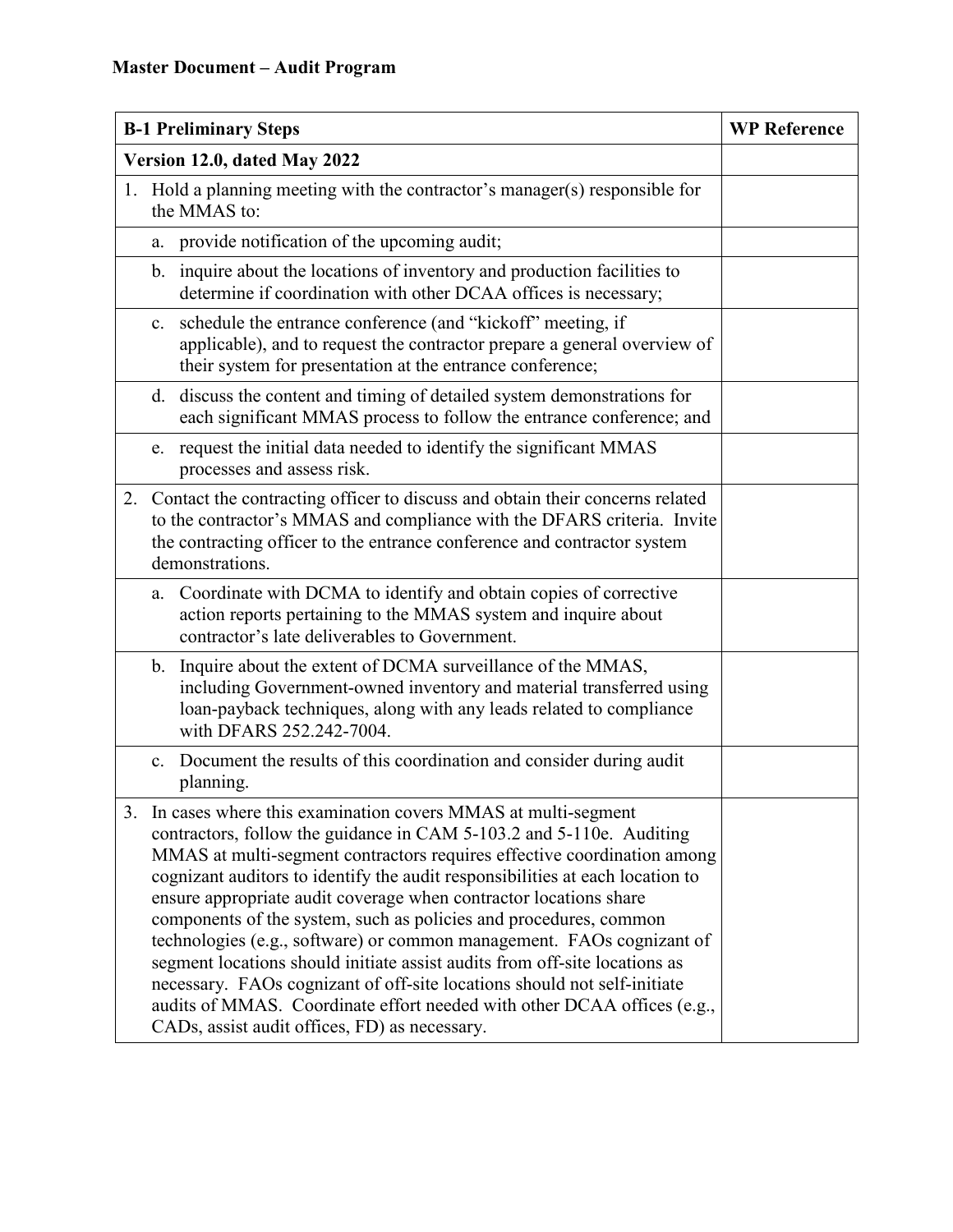**Master Document – Audit Program**

| **B-1 Preliminary Steps** | **WP Reference** |
| --- | --- |
| **Version 12.0, dated May 2022** | |
| 1. Hold a planning meeting with the contractor's manager(s) responsible for the MMAS to: | |
| a. provide notification of the upcoming audit; | |
| b. inquire about the locations of inventory and production facilities to determine if coordination with other DCAA offices is necessary; | |
| c. schedule the entrance conference (and "kickoff" meeting, if applicable), and to request the contractor prepare a general overview of their system for presentation at the entrance conference; | |
| d. discuss the content and timing of detailed system demonstrations for each significant MMAS process to follow the entrance conference; and | |
| e. request the initial data needed to identify the significant MMAS processes and assess risk. | |
| 2. Contact the contracting officer to discuss and obtain their concerns related to the contractor's MMAS and compliance with the DFARS criteria. Invite the contracting officer to the entrance conference and contractor system demonstrations. | |
| a. Coordinate with DCMA to identify and obtain copies of corrective action reports pertaining to the MMAS system and inquire about contractor's late deliverables to Government. | |
| b. Inquire about the extent of DCMA surveillance of the MMAS, including Government-owned inventory and material transferred using loan-payback techniques, along with any leads related to compliance with DFARS 252.242-7004. | |
| c. Document the results of this coordination and consider during audit planning. | |
| 3. In cases where this examination covers MMAS at multi-segment contractors, follow the guidance in CAM 5-103.2 and 5-110e. Auditing MMAS at multi-segment contractors requires effective coordination among cognizant auditors to identify the audit responsibilities at each location to ensure appropriate audit coverage when contractor locations share components of the system, such as policies and procedures, common technologies (e.g., software) or common management. FAOs cognizant of segment locations should initiate assist audits from off-site locations as necessary. FAOs cognizant of off-site locations should not self-initiate audits of MMAS. Coordinate effort needed with other DCAA offices (e.g., CADs, assist audit offices, FD) as necessary. | |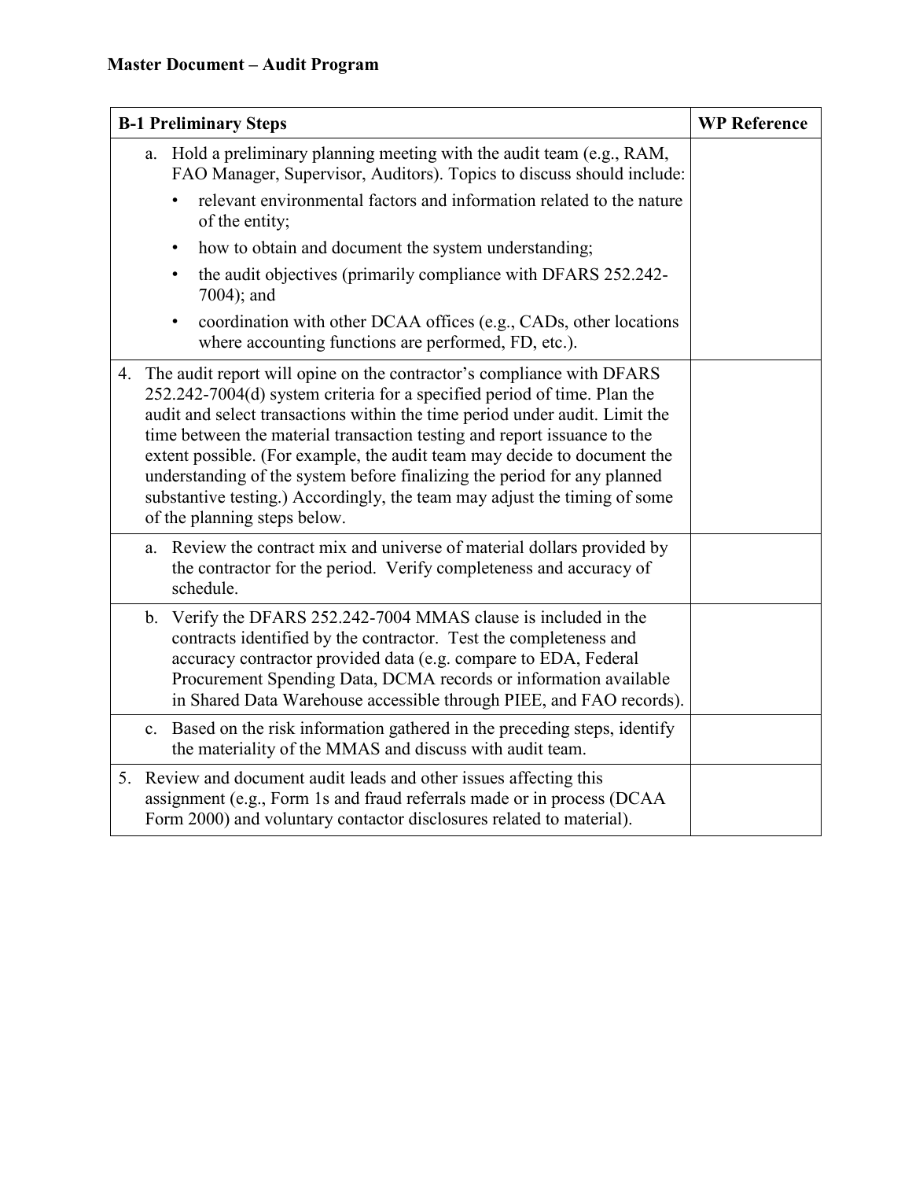**Master Document – Audit Program**

| B-1 Preliminary Steps | WP Reference |
|---|---|
| a. Hold a preliminary planning meeting with the audit team (e.g., RAM, FAO Manager, Supervisor, Auditors). Topics to discuss should include: <br>• relevant environmental factors and information related to the nature of the entity; <br>• how to obtain and document the system understanding; <br>• the audit objectives (primarily compliance with DFARS 252.242-7004); and <br>• coordination with other DCAA offices (e.g., CADs, other locations where accounting functions are performed, FD, etc.). | |
| 4. The audit report will opine on the contractor's compliance with DFARS 252.242-7004(d) system criteria for a specified period of time. Plan the audit and select transactions within the time period under audit. Limit the time between the material transaction testing and report issuance to the extent possible. (For example, the audit team may decide to document the understanding of the system before finalizing the period for any planned substantive testing.) Accordingly, the team may adjust the timing of some of the planning steps below. | |
| a. Review the contract mix and universe of material dollars provided by the contractor for the period. Verify completeness and accuracy of schedule. | |
| b. Verify the DFARS 252.242-7004 MMAS clause is included in the contracts identified by the contractor. Test the completeness and accuracy contractor provided data (e.g. compare to EDA, Federal Procurement Spending Data, DCMA records or information available in Shared Data Warehouse accessible through PIEE, and FAO records). | |
| c. Based on the risk information gathered in the preceding steps, identify the materiality of the MMAS and discuss with audit team. | |
| 5. Review and document audit leads and other issues affecting this assignment (e.g., Form 1s and fraud referrals made or in process (DCAA Form 2000) and voluntary contactor disclosures related to material). | |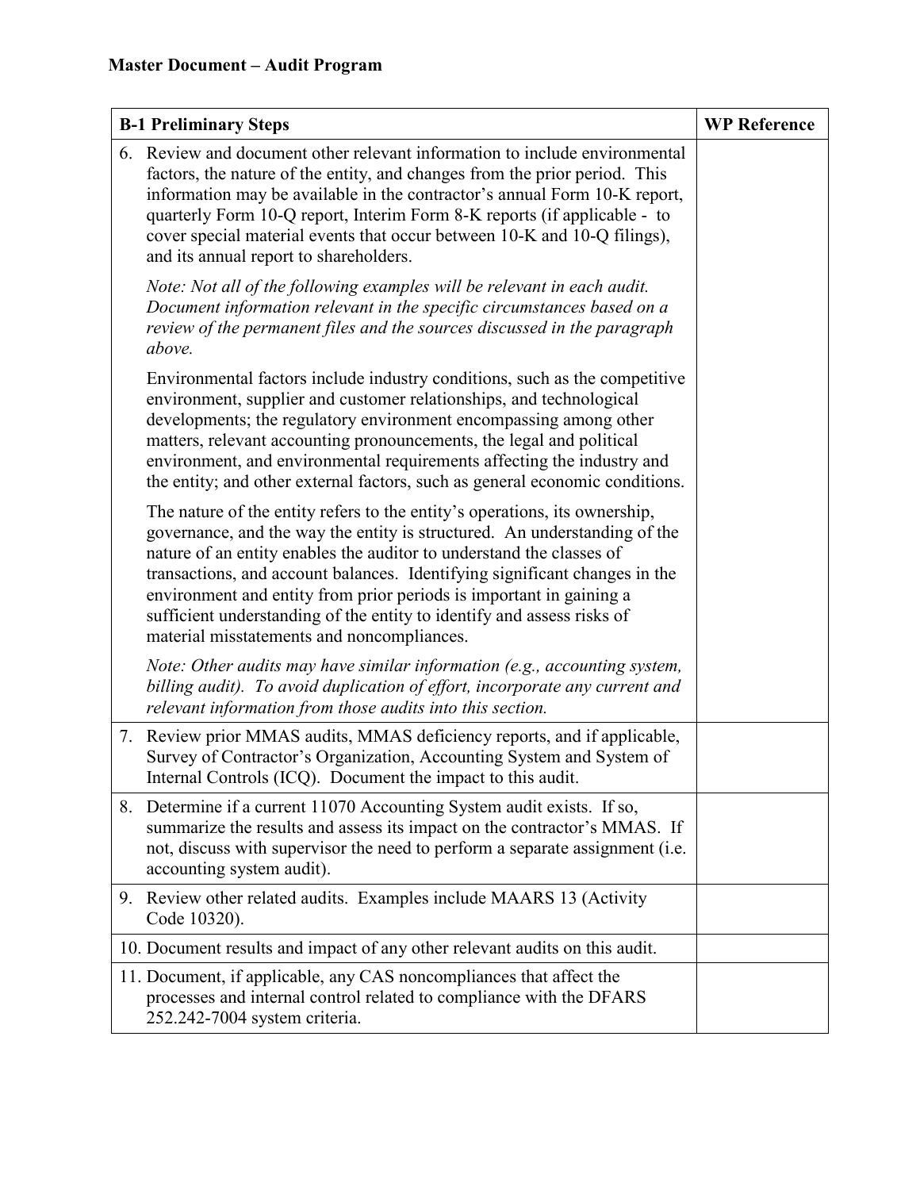**Master Document – Audit Program**

| B-1 Preliminary Steps | WP Reference |
|---|---|
| 6. Review and document other relevant information to include environmental factors, the nature of the entity, and changes from the prior period. This information may be available in the contractor's annual Form 10-K report, quarterly Form 10-Q report, Interim Form 8-K reports (if applicable - to cover special material events that occur between 10-K and 10-Q filings), and its annual report to shareholders.<br><br>*Note: Not all of the following examples will be relevant in each audit. Document information relevant in the specific circumstances based on a review of the permanent files and the sources discussed in the paragraph above.*<br><br>Environmental factors include industry conditions, such as the competitive environment, supplier and customer relationships, and technological developments; the regulatory environment encompassing among other matters, relevant accounting pronouncements, the legal and political environment, and environmental requirements affecting the industry and the entity; and other external factors, such as general economic conditions.<br><br>The nature of the entity refers to the entity's operations, its ownership, governance, and the way the entity is structured. An understanding of the nature of an entity enables the auditor to understand the classes of transactions, and account balances. Identifying significant changes in the environment and entity from prior periods is important in gaining a sufficient understanding of the entity to identify and assess risks of material misstatements and noncompliances.<br><br>*Note: Other audits may have similar information (e.g., accounting system, billing audit). To avoid duplication of effort, incorporate any current and relevant information from those audits into this section.* | |
| 7. Review prior MMAS audits, MMAS deficiency reports, and if applicable, Survey of Contractor's Organization, Accounting System and System of Internal Controls (ICQ). Document the impact to this audit. | |
| 8. Determine if a current 11070 Accounting System audit exists. If so, summarize the results and assess its impact on the contractor's MMAS. If not, discuss with supervisor the need to perform a separate assignment (i.e. accounting system audit). | |
| 9. Review other related audits. Examples include MAARS 13 (Activity Code 10320). | |
| 10. Document results and impact of any other relevant audits on this audit. | |
| 11. Document, if applicable, any CAS noncompliances that affect the processes and internal control related to compliance with the DFARS 252.242-7004 system criteria. | |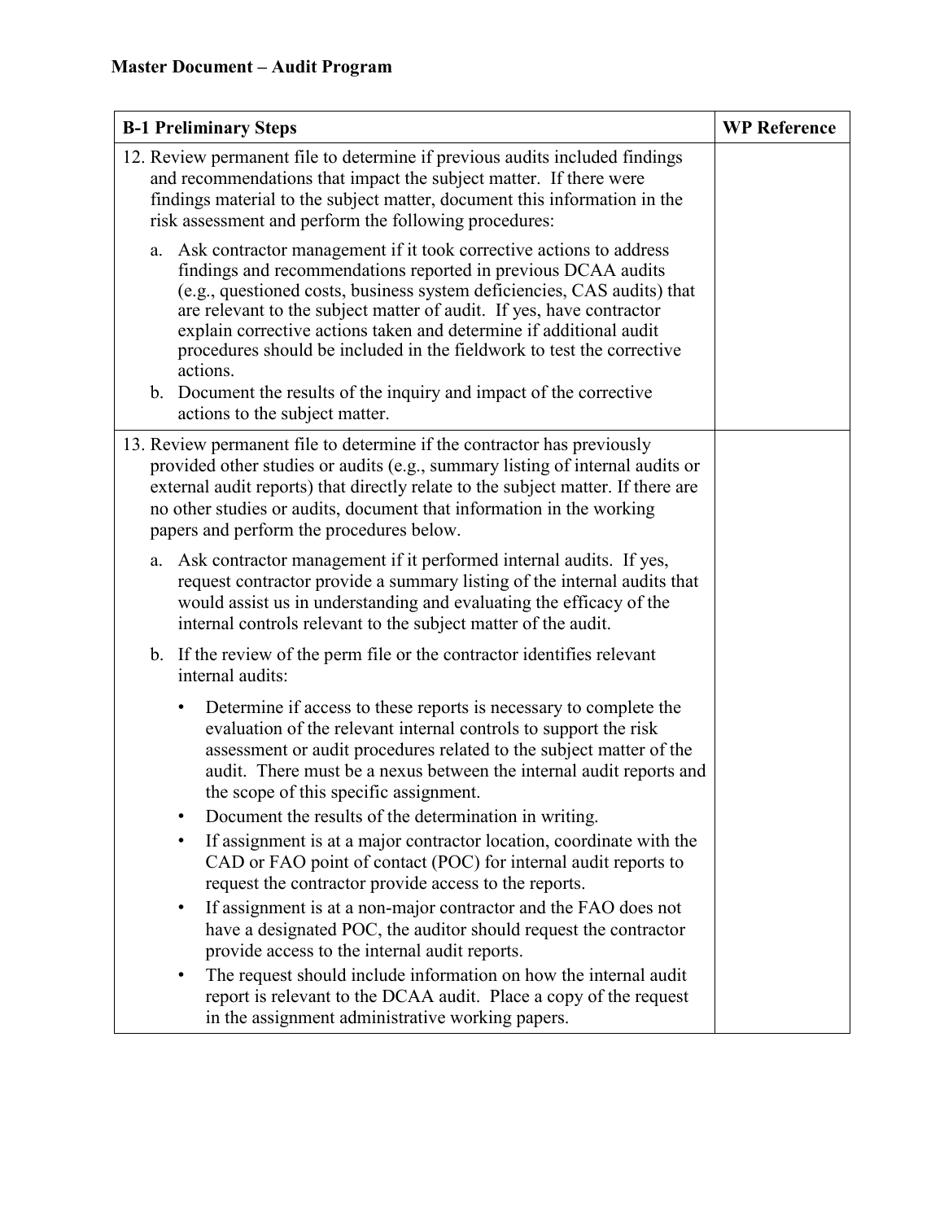**Master Document – Audit Program**

| **B-1 Preliminary Steps** | **WP Reference** |
|---|---|
| 12. Review permanent file to determine if previous audits included findings and recommendations that impact the subject matter. If there were findings material to the subject matter, document this information in the risk assessment and perform the following procedures:<br><br>a. Ask contractor management if it took corrective actions to address findings and recommendations reported in previous DCAA audits (e.g., questioned costs, business system deficiencies, CAS audits) that are relevant to the subject matter of audit. If yes, have contractor explain corrective actions taken and determine if additional audit procedures should be included in the fieldwork to test the corrective actions.<br>b. Document the results of the inquiry and impact of the corrective actions to the subject matter. | |
| 13. Review permanent file to determine if the contractor has previously provided other studies or audits (e.g., summary listing of internal audits or external audit reports) that directly relate to the subject matter. If there are no other studies or audits, document that information in the working papers and perform the procedures below.<br><br>a. Ask contractor management if it performed internal audits. If yes, request contractor provide a summary listing of the internal audits that would assist us in understanding and evaluating the efficacy of the internal controls relevant to the subject matter of the audit.<br><br>b. If the review of the perm file or the contractor identifies relevant internal audits:<br><br>• Determine if access to these reports is necessary to complete the evaluation of the relevant internal controls to support the risk assessment or audit procedures related to the subject matter of the audit. There must be a nexus between the internal audit reports and the scope of this specific assignment.<br>• Document the results of the determination in writing.<br>• If assignment is at a major contractor location, coordinate with the CAD or FAO point of contact (POC) for internal audit reports to request the contractor provide access to the reports.<br>• If assignment is at a non-major contractor and the FAO does not have a designated POC, the auditor should request the contractor provide access to the internal audit reports.<br>• The request should include information on how the internal audit report is relevant to the DCAA audit. Place a copy of the request in the assignment administrative working papers. | |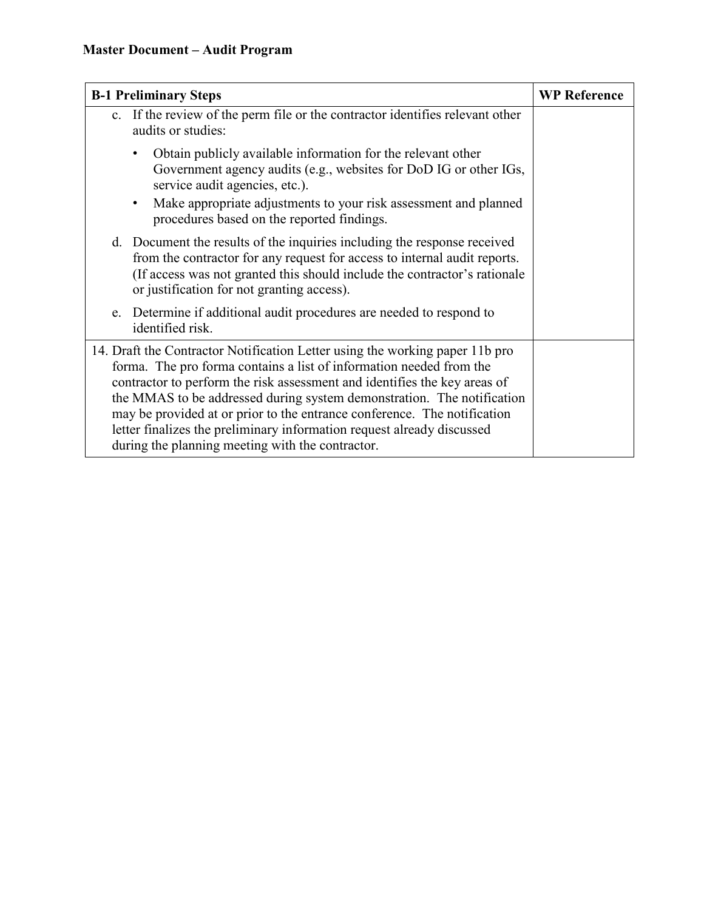**Master Document – Audit Program**

| B-1 Preliminary Steps | WP Reference |
| --- | --- |
| c. If the review of the perm file or the contractor identifies relevant other audits or studies:<br>• Obtain publicly available information for the relevant other Government agency audits (e.g., websites for DoD IG or other IGs, service audit agencies, etc.).<br>• Make appropriate adjustments to your risk assessment and planned procedures based on the reported findings.<br>d. Document the results of the inquiries including the response received from the contractor for any request for access to internal audit reports. (If access was not granted this should include the contractor's rationale or justification for not granting access).<br>e. Determine if additional audit procedures are needed to respond to identified risk. | |
| 14. Draft the Contractor Notification Letter using the working paper 11b pro forma. The pro forma contains a list of information needed from the contractor to perform the risk assessment and identifies the key areas of the MMAS to be addressed during system demonstration. The notification may be provided at or prior to the entrance conference. The notification letter finalizes the preliminary information request already discussed during the planning meeting with the contractor. | |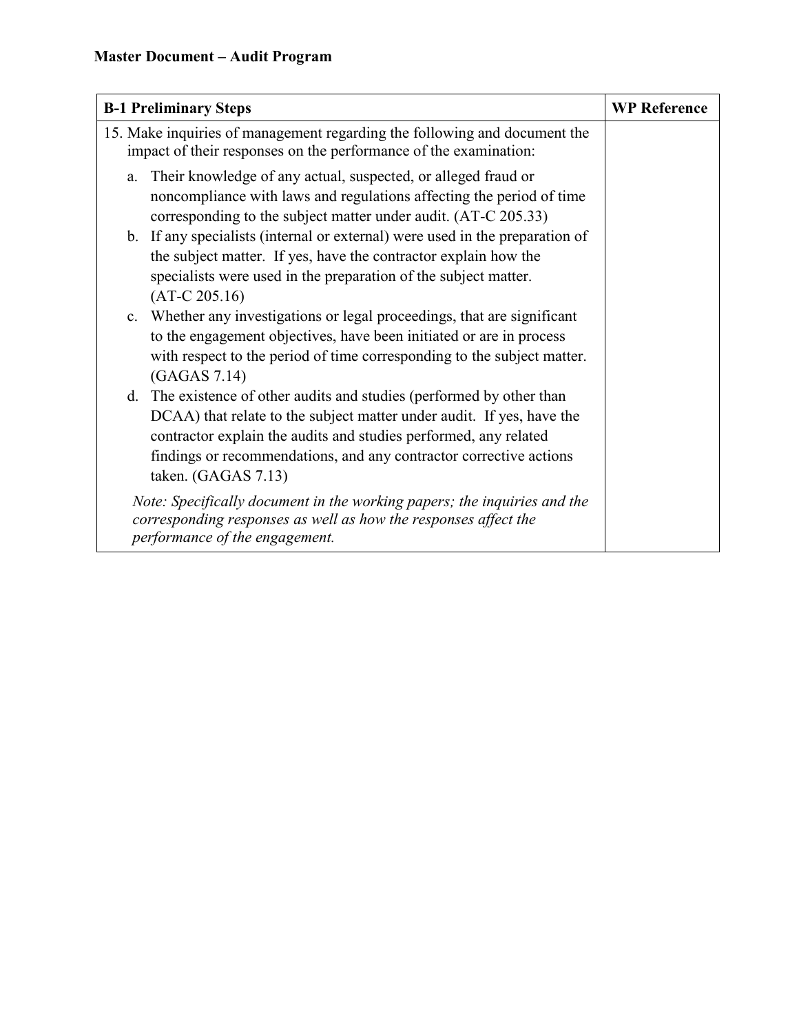**Master Document – Audit Program**

| B-1 Preliminary Steps | WP Reference |
|---|---|
| 15. Make inquiries of management regarding the following and document the impact of their responses on the performance of the examination:<br><br>a. Their knowledge of any actual, suspected, or alleged fraud or noncompliance with laws and regulations affecting the period of time corresponding to the subject matter under audit. (AT-C 205.33)<br>b. If any specialists (internal or external) were used in the preparation of the subject matter. If yes, have the contractor explain how the specialists were used in the preparation of the subject matter. (AT-C 205.16)<br>c. Whether any investigations or legal proceedings, that are significant to the engagement objectives, have been initiated or are in process with respect to the period of time corresponding to the subject matter. (GAGAS 7.14)<br>d. The existence of other audits and studies (performed by other than DCAA) that relate to the subject matter under audit. If yes, have the contractor explain the audits and studies performed, any related findings or recommendations, and any contractor corrective actions taken. (GAGAS 7.13)<br><br>*Note: Specifically document in the working papers; the inquiries and the corresponding responses as well as how the responses affect the performance of the engagement.* | |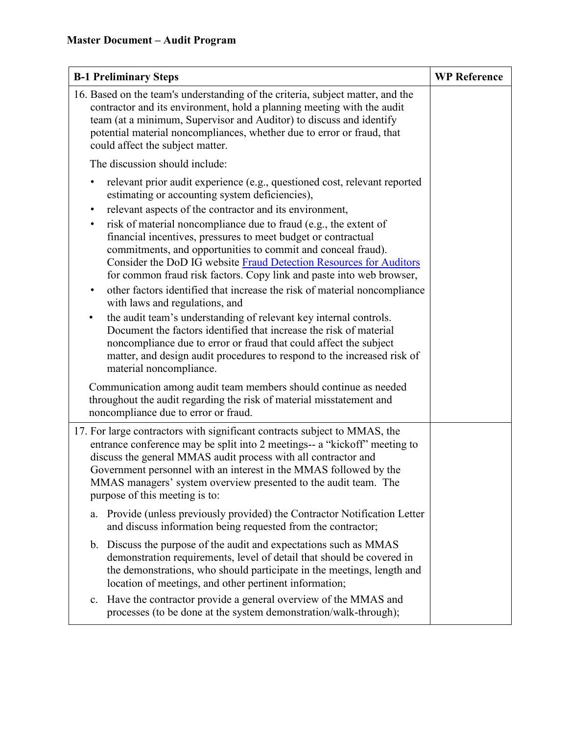**Master Document – Audit Program**

| B-1 Preliminary Steps | WP Reference |
|---|---|
| 16. Based on the team's understanding of the criteria, subject matter, and the contractor and its environment, hold a planning meeting with the audit team (at a minimum, Supervisor and Auditor) to discuss and identify potential material noncompliances, whether due to error or fraud, that could affect the subject matter.<br><br>The discussion should include:<br><br>• relevant prior audit experience (e.g., questioned cost, relevant reported estimating or accounting system deficiencies),<br>• relevant aspects of the contractor and its environment,<br>• risk of material noncompliance due to fraud (e.g., the extent of financial incentives, pressures to meet budget or contractual commitments, and opportunities to commit and conceal fraud). Consider the DoD IG website [Fraud Detection Resources for Auditors] for common fraud risk factors. Copy link and paste into web browser,<br>• other factors identified that increase the risk of material noncompliance with laws and regulations, and<br>• the audit team's understanding of relevant key internal controls. Document the factors identified that increase the risk of material noncompliance due to error or fraud that could affect the subject matter, and design audit procedures to respond to the increased risk of material noncompliance.<br><br>Communication among audit team members should continue as needed throughout the audit regarding the risk of material misstatement and noncompliance due to error or fraud. | |
| 17. For large contractors with significant contracts subject to MMAS, the entrance conference may be split into 2 meetings-- a "kickoff" meeting to discuss the general MMAS audit process with all contractor and Government personnel with an interest in the MMAS followed by the MMAS managers' system overview presented to the audit team. The purpose of this meeting is to:<br><br>a. Provide (unless previously provided) the Contractor Notification Letter and discuss information being requested from the contractor;<br><br>b. Discuss the purpose of the audit and expectations such as MMAS demonstration requirements, level of detail that should be covered in the demonstrations, who should participate in the meetings, length and location of meetings, and other pertinent information;<br><br>c. Have the contractor provide a general overview of the MMAS and processes (to be done at the system demonstration/walk-through); | |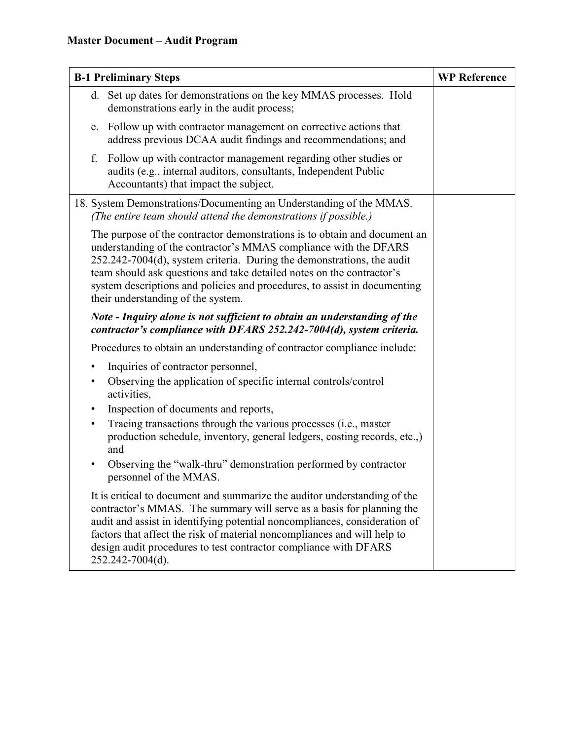**Master Document – Audit Program**

| B-1 Preliminary Steps | WP Reference |
|---|---|
| d. Set up dates for demonstrations on the key MMAS processes. Hold demonstrations early in the audit process;<br><br>e. Follow up with contractor management on corrective actions that address previous DCAA audit findings and recommendations; and<br><br>f. Follow up with contractor management regarding other studies or audits (e.g., internal auditors, consultants, Independent Public Accountants) that impact the subject. | |
| 18. System Demonstrations/Documenting an Understanding of the MMAS. *(The entire team should attend the demonstrations if possible.)*<br><br>The purpose of the contractor demonstrations is to obtain and document an understanding of the contractor's MMAS compliance with the DFARS 252.242-7004(d), system criteria. During the demonstrations, the audit team should ask questions and take detailed notes on the contractor's system descriptions and policies and procedures, to assist in documenting their understanding of the system.<br><br>***Note - Inquiry alone is not sufficient to obtain an understanding of the contractor's compliance with DFARS 252.242-7004(d), system criteria.***<br><br>Procedures to obtain an understanding of contractor compliance include:<br><br>• Inquiries of contractor personnel,<br>• Observing the application of specific internal controls/control activities,<br>• Inspection of documents and reports,<br>• Tracing transactions through the various processes (i.e., master production schedule, inventory, general ledgers, costing records, etc.,) and<br>• Observing the "walk-thru" demonstration performed by contractor personnel of the MMAS.<br><br>It is critical to document and summarize the auditor understanding of the contractor's MMAS. The summary will serve as a basis for planning the audit and assist in identifying potential noncompliances, consideration of factors that affect the risk of material noncompliances and will help to design audit procedures to test contractor compliance with DFARS 252.242-7004(d). | |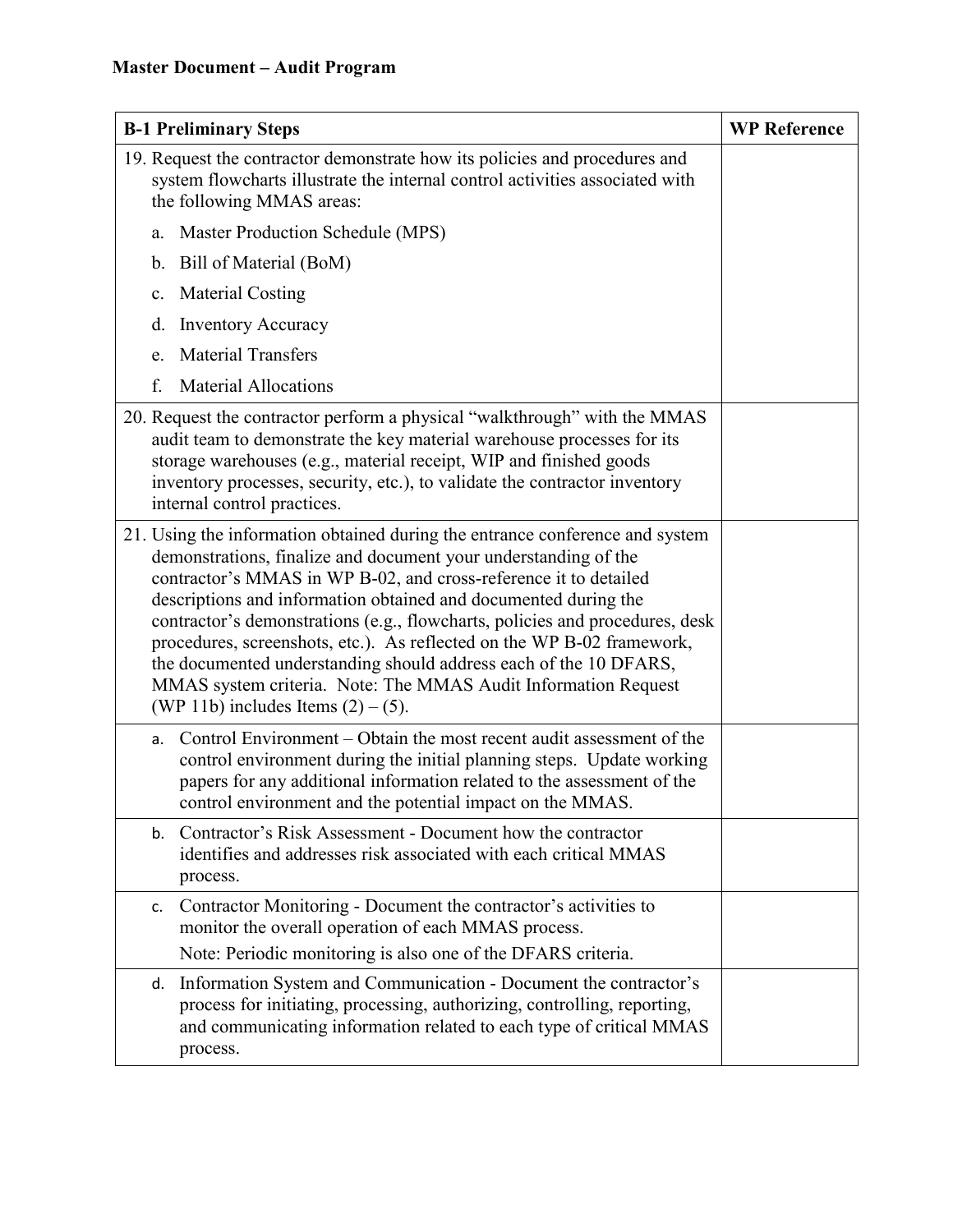**Master Document – Audit Program**

| B-1 Preliminary Steps | WP Reference |
|---|---|
| 19. Request the contractor demonstrate how its policies and procedures and system flowcharts illustrate the internal control activities associated with the following MMAS areas:<br>a. Master Production Schedule (MPS)<br>b. Bill of Material (BoM)<br>c. Material Costing<br>d. Inventory Accuracy<br>e. Material Transfers<br>f. Material Allocations | |
| 20. Request the contractor perform a physical "walkthrough" with the MMAS audit team to demonstrate the key material warehouse processes for its storage warehouses (e.g., material receipt, WIP and finished goods inventory processes, security, etc.), to validate the contractor inventory internal control practices. | |
| 21. Using the information obtained during the entrance conference and system demonstrations, finalize and document your understanding of the contractor's MMAS in WP B-02, and cross-reference it to detailed descriptions and information obtained and documented during the contractor's demonstrations (e.g., flowcharts, policies and procedures, desk procedures, screenshots, etc.). As reflected on the WP B-02 framework, the documented understanding should address each of the 10 DFARS, MMAS system criteria. Note: The MMAS Audit Information Request (WP 11b) includes Items (2) – (5). | |
| a. Control Environment – Obtain the most recent audit assessment of the control environment during the initial planning steps. Update working papers for any additional information related to the assessment of the control environment and the potential impact on the MMAS. | |
| b. Contractor's Risk Assessment - Document how the contractor identifies and addresses risk associated with each critical MMAS process. | |
| c. Contractor Monitoring - Document the contractor's activities to monitor the overall operation of each MMAS process.<br>Note: Periodic monitoring is also one of the DFARS criteria. | |
| d. Information System and Communication - Document the contractor's process for initiating, processing, authorizing, controlling, reporting, and communicating information related to each type of critical MMAS process. | |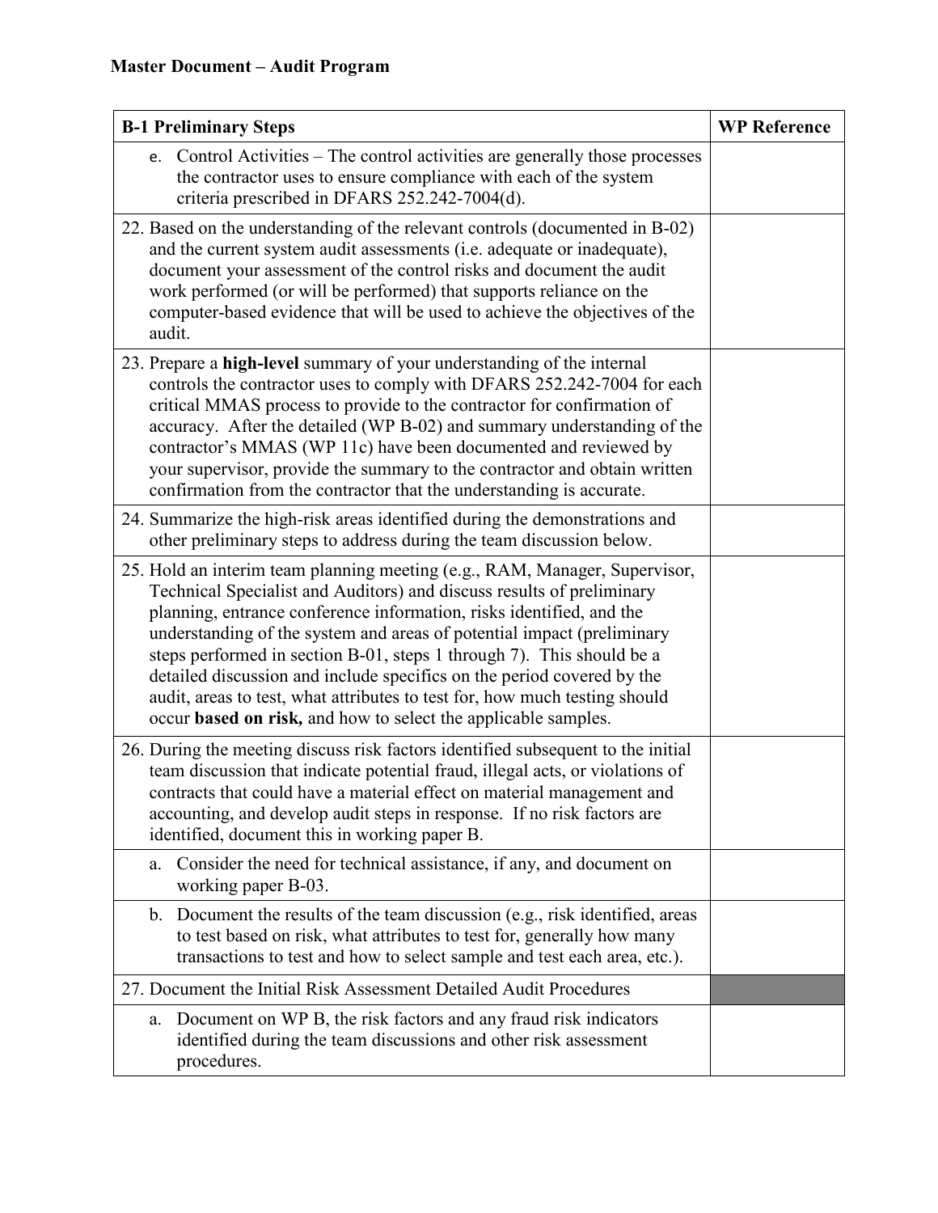**Master Document – Audit Program**

| B-1 Preliminary Steps | WP Reference |
| --- | --- |
| e. Control Activities – The control activities are generally those processes the contractor uses to ensure compliance with each of the system criteria prescribed in DFARS 252.242-7004(d). | |
| 22. Based on the understanding of the relevant controls (documented in B-02) and the current system audit assessments (i.e. adequate or inadequate), document your assessment of the control risks and document the audit work performed (or will be performed) that supports reliance on the computer-based evidence that will be used to achieve the objectives of the audit. | |
| 23. Prepare a **high-level** summary of your understanding of the internal controls the contractor uses to comply with DFARS 252.242-7004 for each critical MMAS process to provide to the contractor for confirmation of accuracy. After the detailed (WP B-02) and summary understanding of the contractor's MMAS (WP 11c) have been documented and reviewed by your supervisor, provide the summary to the contractor and obtain written confirmation from the contractor that the understanding is accurate. | |
| 24. Summarize the high-risk areas identified during the demonstrations and other preliminary steps to address during the team discussion below. | |
| 25. Hold an interim team planning meeting (e.g., RAM, Manager, Supervisor, Technical Specialist and Auditors) and discuss results of preliminary planning, entrance conference information, risks identified, and the understanding of the system and areas of potential impact (preliminary steps performed in section B-01, steps 1 through 7). This should be a detailed discussion and include specifics on the period covered by the audit, areas to test, what attributes to test for, how much testing should occur **based on risk,** and how to select the applicable samples. | |
| 26. During the meeting discuss risk factors identified subsequent to the initial team discussion that indicate potential fraud, illegal acts, or violations of contracts that could have a material effect on material management and accounting, and develop audit steps in response. If no risk factors are identified, document this in working paper B. | |
| a. Consider the need for technical assistance, if any, and document on working paper B-03. | |
| b. Document the results of the team discussion (e.g., risk identified, areas to test based on risk, what attributes to test for, generally how many transactions to test and how to select sample and test each area, etc.). | |
| 27. Document the Initial Risk Assessment Detailed Audit Procedures | |
| a. Document on WP B, the risk factors and any fraud risk indicators identified during the team discussions and other risk assessment procedures. | |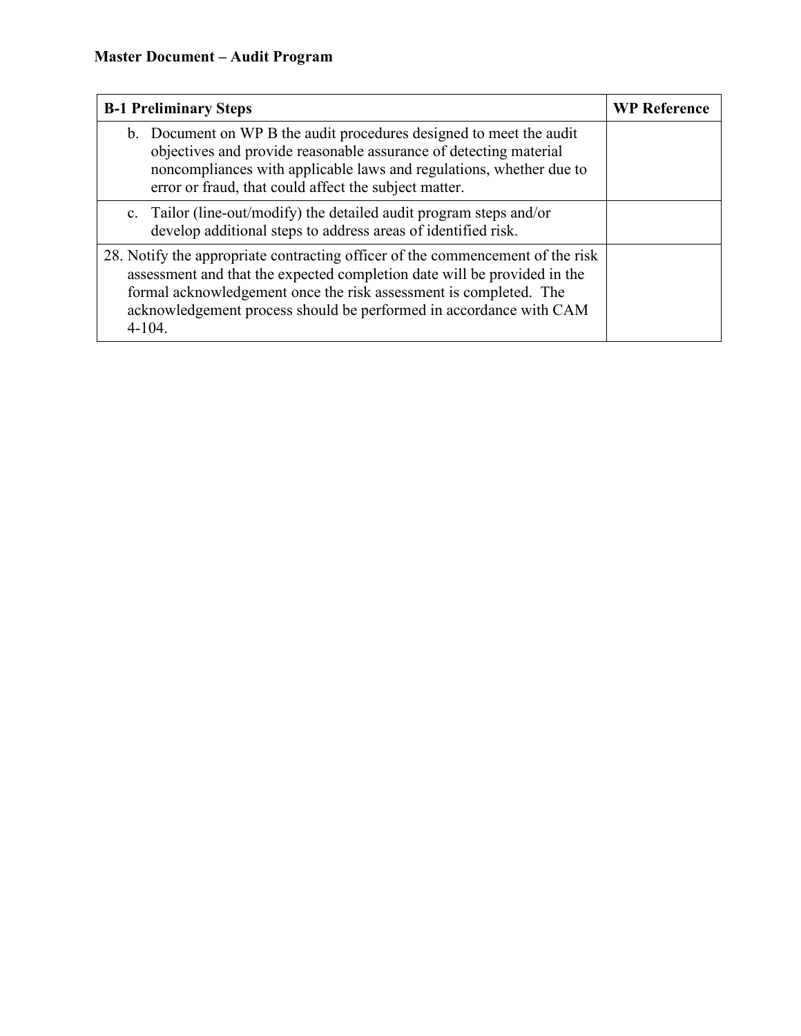**Master Document – Audit Program**

| B-1 Preliminary Steps | WP Reference |
|---|---|
| b. Document on WP B the audit procedures designed to meet the audit objectives and provide reasonable assurance of detecting material noncompliances with applicable laws and regulations, whether due to error or fraud, that could affect the subject matter. | |
| c. Tailor (line-out/modify) the detailed audit program steps and/or develop additional steps to address areas of identified risk. | |
| 28. Notify the appropriate contracting officer of the commencement of the risk assessment and that the expected completion date will be provided in the formal acknowledgement once the risk assessment is completed. The acknowledgement process should be performed in accordance with CAM 4-104. | |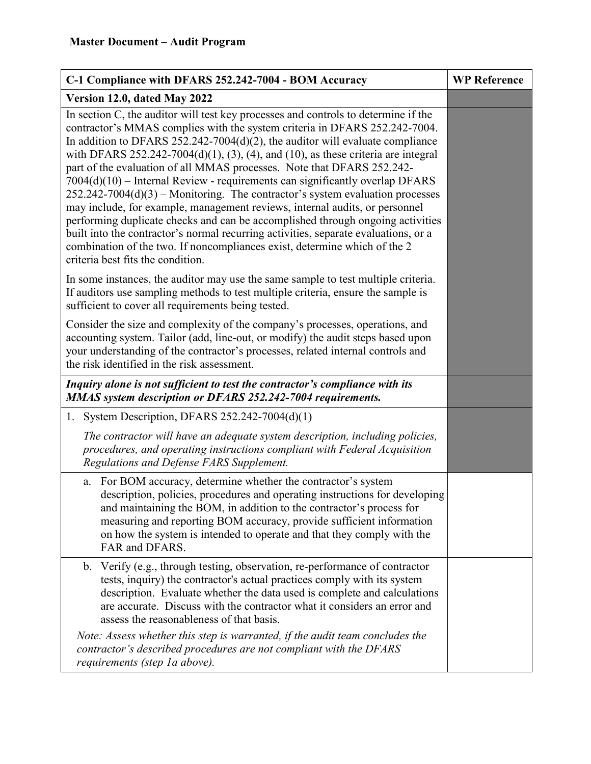**Master Document – Audit Program**

| C-1 Compliance with DFARS 252.242-7004 - BOM Accuracy | WP Reference |
|---|---|
| **Version 12.0, dated May 2022** | |
| In section C, the auditor will test key processes and controls to determine if the contractor's MMAS complies with the system criteria in DFARS 252.242-7004. In addition to DFARS 252.242-7004(d)(2), the auditor will evaluate compliance with DFARS 252.242-7004(d)(1), (3), (4), and (10), as these criteria are integral part of the evaluation of all MMAS processes. Note that DFARS 252.242-7004(d)(10) – Internal Review - requirements can significantly overlap DFARS 252.242-7004(d)(3) – Monitoring. The contractor's system evaluation processes may include, for example, management reviews, internal audits, or personnel performing duplicate checks and can be accomplished through ongoing activities built into the contractor's normal recurring activities, separate evaluations, or a combination of the two. If noncompliances exist, determine which of the 2 criteria best fits the condition.<br><br>In some instances, the auditor may use the same sample to test multiple criteria. If auditors use sampling methods to test multiple criteria, ensure the sample is sufficient to cover all requirements being tested.<br><br>Consider the size and complexity of the company's processes, operations, and accounting system. Tailor (add, line-out, or modify) the audit steps based upon your understanding of the contractor's processes, related internal controls and the risk identified in the risk assessment. | |
| ***Inquiry alone is not sufficient to test the contractor's compliance with its MMAS system description or DFARS 252.242-7004 requirements.*** | |
| 1. System Description, DFARS 252.242-7004(d)(1)<br><br>*The contractor will have an adequate system description, including policies, procedures, and operating instructions compliant with Federal Acquisition Regulations and Defense FARS Supplement.* | |
| a. For BOM accuracy, determine whether the contractor's system description, policies, procedures and operating instructions for developing and maintaining the BOM, in addition to the contractor's process for measuring and reporting BOM accuracy, provide sufficient information on how the system is intended to operate and that they comply with the FAR and DFARS. | |
| b. Verify (e.g., through testing, observation, re-performance of contractor tests, inquiry) the contractor's actual practices comply with its system description. Evaluate whether the data used is complete and calculations are accurate. Discuss with the contractor what it considers an error and assess the reasonableness of that basis.<br><br>*Note: Assess whether this step is warranted, if the audit team concludes the contractor's described procedures are not compliant with the DFARS requirements (step 1a above).* | |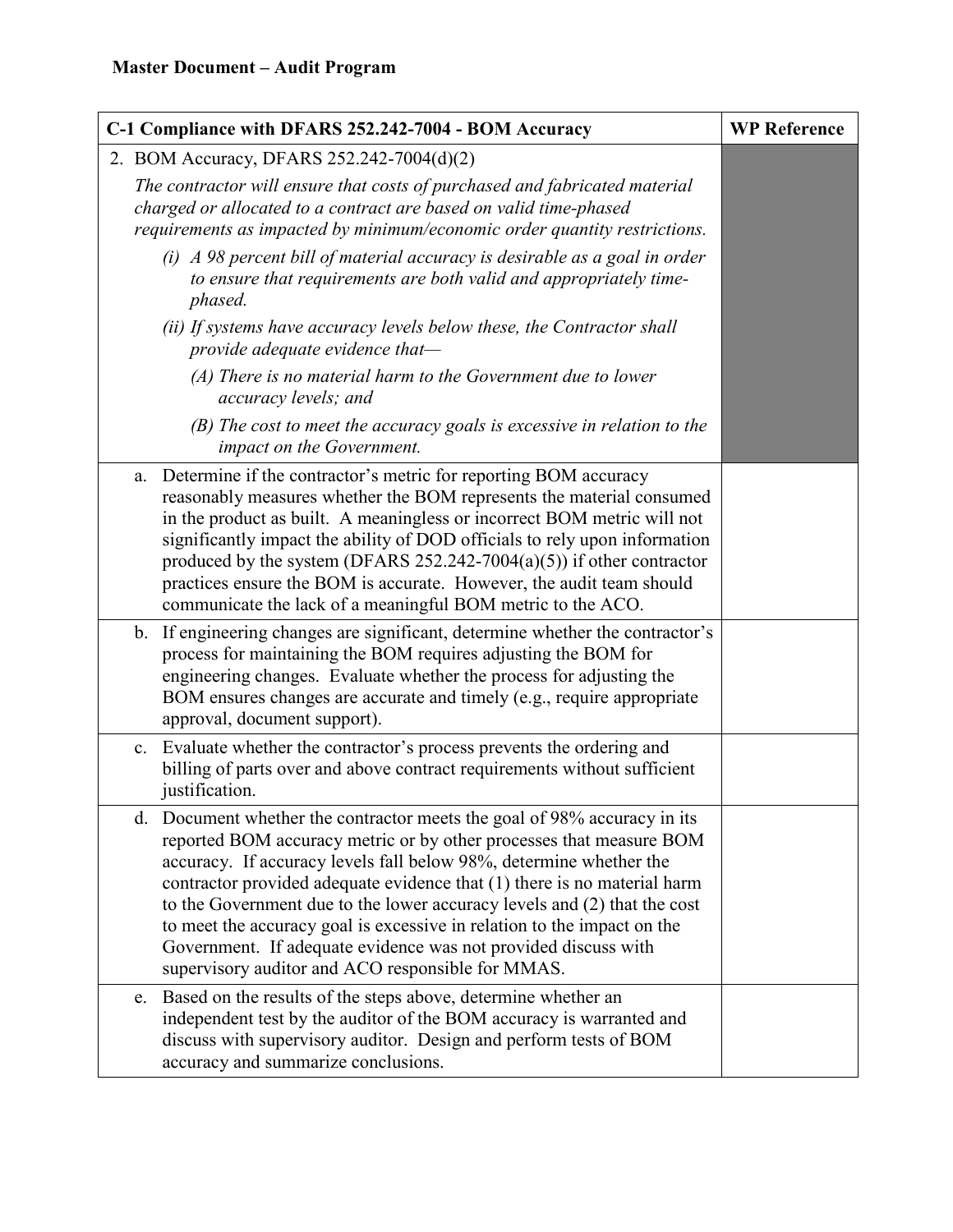**Master Document – Audit Program**

| C-1 Compliance with DFARS 252.242-7004 - BOM Accuracy | WP Reference |
|---|---|
| 2. BOM Accuracy, DFARS 252.242-7004(d)(2)<br>*The contractor will ensure that costs of purchased and fabricated material charged or allocated to a contract are based on valid time-phased requirements as impacted by minimum/economic order quantity restrictions.*<br>*(i) A 98 percent bill of material accuracy is desirable as a goal in order to ensure that requirements are both valid and appropriately time-phased.*<br>*(ii) If systems have accuracy levels below these, the Contractor shall provide adequate evidence that—*<br>*(A) There is no material harm to the Government due to lower accuracy levels; and*<br>*(B) The cost to meet the accuracy goals is excessive in relation to the impact on the Government.* | |
| a. Determine if the contractor's metric for reporting BOM accuracy reasonably measures whether the BOM represents the material consumed in the product as built. A meaningless or incorrect BOM metric will not significantly impact the ability of DOD officials to rely upon information produced by the system (DFARS 252.242-7004(a)(5)) if other contractor practices ensure the BOM is accurate. However, the audit team should communicate the lack of a meaningful BOM metric to the ACO. | |
| b. If engineering changes are significant, determine whether the contractor's process for maintaining the BOM requires adjusting the BOM for engineering changes. Evaluate whether the process for adjusting the BOM ensures changes are accurate and timely (e.g., require appropriate approval, document support). | |
| c. Evaluate whether the contractor's process prevents the ordering and billing of parts over and above contract requirements without sufficient justification. | |
| d. Document whether the contractor meets the goal of 98% accuracy in its reported BOM accuracy metric or by other processes that measure BOM accuracy. If accuracy levels fall below 98%, determine whether the contractor provided adequate evidence that (1) there is no material harm to the Government due to the lower accuracy levels and (2) that the cost to meet the accuracy goal is excessive in relation to the impact on the Government. If adequate evidence was not provided discuss with supervisory auditor and ACO responsible for MMAS. | |
| e. Based on the results of the steps above, determine whether an independent test by the auditor of the BOM accuracy is warranted and discuss with supervisory auditor. Design and perform tests of BOM accuracy and summarize conclusions. | |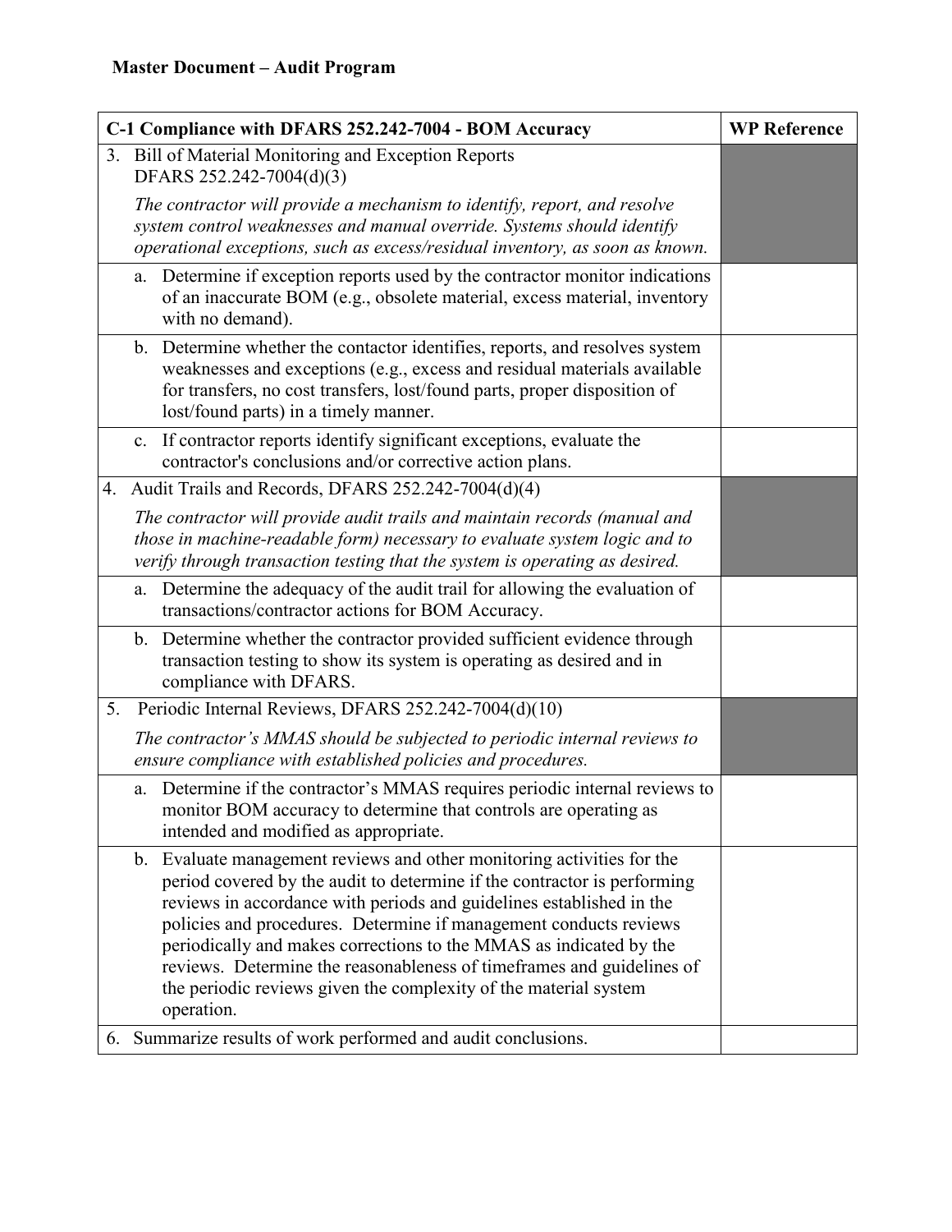**Master Document – Audit Program**

| C-1 Compliance with DFARS 252.242-7004 - BOM Accuracy | WP Reference |
|---|---|
| 3. Bill of Material Monitoring and Exception Reports DFARS 252.242-7004(d)(3)<br><br>*The contractor will provide a mechanism to identify, report, and resolve system control weaknesses and manual override. Systems should identify operational exceptions, such as excess/residual inventory, as soon as known.* | |
| a. Determine if exception reports used by the contractor monitor indications of an inaccurate BOM (e.g., obsolete material, excess material, inventory with no demand). | |
| b. Determine whether the contactor identifies, reports, and resolves system weaknesses and exceptions (e.g., excess and residual materials available for transfers, no cost transfers, lost/found parts, proper disposition of lost/found parts) in a timely manner. | |
| c. If contractor reports identify significant exceptions, evaluate the contractor's conclusions and/or corrective action plans. | |
| 4. Audit Trails and Records, DFARS 252.242-7004(d)(4)<br><br>*The contractor will provide audit trails and maintain records (manual and those in machine-readable form) necessary to evaluate system logic and to verify through transaction testing that the system is operating as desired.* | |
| a. Determine the adequacy of the audit trail for allowing the evaluation of transactions/contractor actions for BOM Accuracy. | |
| b. Determine whether the contractor provided sufficient evidence through transaction testing to show its system is operating as desired and in compliance with DFARS. | |
| 5. Periodic Internal Reviews, DFARS 252.242-7004(d)(10)<br><br>*The contractor's MMAS should be subjected to periodic internal reviews to ensure compliance with established policies and procedures.* | |
| a. Determine if the contractor's MMAS requires periodic internal reviews to monitor BOM accuracy to determine that controls are operating as intended and modified as appropriate. | |
| b. Evaluate management reviews and other monitoring activities for the period covered by the audit to determine if the contractor is performing reviews in accordance with periods and guidelines established in the policies and procedures. Determine if management conducts reviews periodically and makes corrections to the MMAS as indicated by the reviews. Determine the reasonableness of timeframes and guidelines of the periodic reviews given the complexity of the material system operation. | |
| 6. Summarize results of work performed and audit conclusions. | |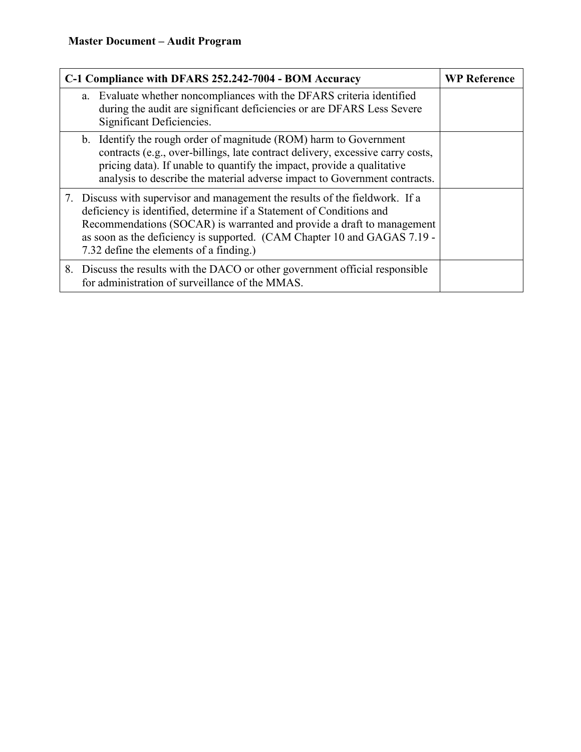**Master Document – Audit Program**

| C-1 Compliance with DFARS 252.242-7004 - BOM Accuracy | WP Reference |
|---|---|
| a. Evaluate whether noncompliances with the DFARS criteria identified during the audit are significant deficiencies or are DFARS Less Severe Significant Deficiencies. | |
| b. Identify the rough order of magnitude (ROM) harm to Government contracts (e.g., over-billings, late contract delivery, excessive carry costs, pricing data). If unable to quantify the impact, provide a qualitative analysis to describe the material adverse impact to Government contracts. | |
| 7. Discuss with supervisor and management the results of the fieldwork. If a deficiency is identified, determine if a Statement of Conditions and Recommendations (SOCAR) is warranted and provide a draft to management as soon as the deficiency is supported. (CAM Chapter 10 and GAGAS 7.19 - 7.32 define the elements of a finding.) | |
| 8. Discuss the results with the DACO or other government official responsible for administration of surveillance of the MMAS. | |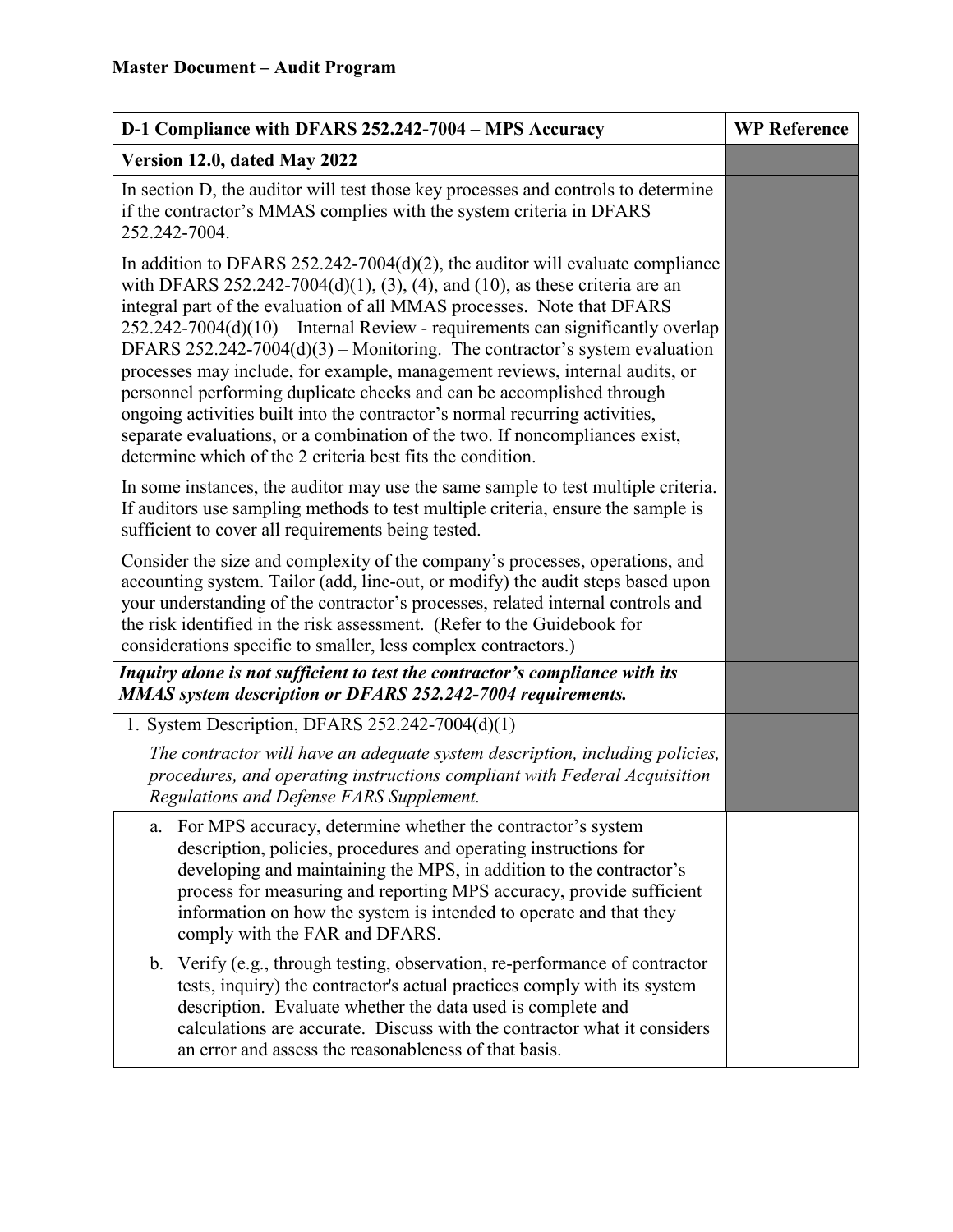**Master Document – Audit Program**

| D-1 Compliance with DFARS 252.242-7004 – MPS Accuracy | WP Reference |
| --- | --- |
| **Version 12.0, dated May 2022** | |
| In section D, the auditor will test those key processes and controls to determine if the contractor's MMAS complies with the system criteria in DFARS 252.242-7004.<br><br>In addition to DFARS 252.242-7004(d)(2), the auditor will evaluate compliance with DFARS 252.242-7004(d)(1), (3), (4), and (10), as these criteria are an integral part of the evaluation of all MMAS processes. Note that DFARS 252.242-7004(d)(10) – Internal Review - requirements can significantly overlap DFARS 252.242-7004(d)(3) – Monitoring. The contractor's system evaluation processes may include, for example, management reviews, internal audits, or personnel performing duplicate checks and can be accomplished through ongoing activities built into the contractor's normal recurring activities, separate evaluations, or a combination of the two. If noncompliances exist, determine which of the 2 criteria best fits the condition.<br><br>In some instances, the auditor may use the same sample to test multiple criteria. If auditors use sampling methods to test multiple criteria, ensure the sample is sufficient to cover all requirements being tested.<br><br>Consider the size and complexity of the company's processes, operations, and accounting system. Tailor (add, line-out, or modify) the audit steps based upon your understanding of the contractor's processes, related internal controls and the risk identified in the risk assessment. (Refer to the Guidebook for considerations specific to smaller, less complex contractors.) | |
| ***Inquiry alone is not sufficient to test the contractor's compliance with its MMAS system description or DFARS 252.242-7004 requirements.*** | |
| 1. System Description, DFARS 252.242-7004(d)(1)<br><br>*The contractor will have an adequate system description, including policies, procedures, and operating instructions compliant with Federal Acquisition Regulations and Defense FARS Supplement.* | |
| a. For MPS accuracy, determine whether the contractor's system description, policies, procedures and operating instructions for developing and maintaining the MPS, in addition to the contractor's process for measuring and reporting MPS accuracy, provide sufficient information on how the system is intended to operate and that they comply with the FAR and DFARS. | |
| b. Verify (e.g., through testing, observation, re-performance of contractor tests, inquiry) the contractor's actual practices comply with its system description. Evaluate whether the data used is complete and calculations are accurate. Discuss with the contractor what it considers an error and assess the reasonableness of that basis. | |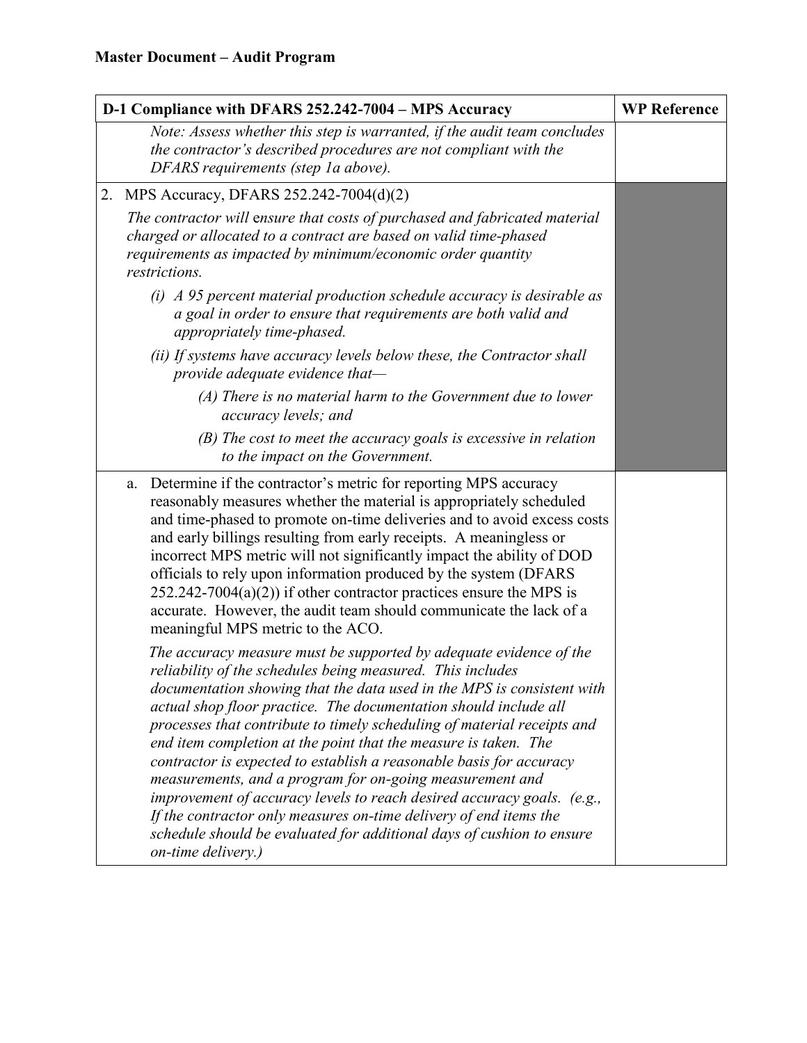**Master Document – Audit Program**

| D-1 Compliance with DFARS 252.242-7004 – MPS Accuracy | WP Reference |
|---|---|
| *Note: Assess whether this step is warranted, if the audit team concludes the contractor's described procedures are not compliant with the DFARS requirements (step 1a above).* | |
| 2. MPS Accuracy, DFARS 252.242-7004(d)(2)<br><br>*The contractor will ensure that costs of purchased and fabricated material charged or allocated to a contract are based on valid time-phased requirements as impacted by minimum/economic order quantity restrictions.*<br><br>*(i) A 95 percent material production schedule accuracy is desirable as a goal in order to ensure that requirements are both valid and appropriately time-phased.*<br><br>*(ii) If systems have accuracy levels below these, the Contractor shall provide adequate evidence that—*<br><br>*(A) There is no material harm to the Government due to lower accuracy levels; and*<br><br>*(B) The cost to meet the accuracy goals is excessive in relation to the impact on the Government.* | |
| a. Determine if the contractor's metric for reporting MPS accuracy reasonably measures whether the material is appropriately scheduled and time-phased to promote on-time deliveries and to avoid excess costs and early billings resulting from early receipts. A meaningless or incorrect MPS metric will not significantly impact the ability of DOD officials to rely upon information produced by the system (DFARS 252.242-7004(a)(2)) if other contractor practices ensure the MPS is accurate. However, the audit team should communicate the lack of a meaningful MPS metric to the ACO.<br><br>*The accuracy measure must be supported by adequate evidence of the reliability of the schedules being measured. This includes documentation showing that the data used in the MPS is consistent with actual shop floor practice. The documentation should include all processes that contribute to timely scheduling of material receipts and end item completion at the point that the measure is taken. The contractor is expected to establish a reasonable basis for accuracy measurements, and a program for on-going measurement and improvement of accuracy levels to reach desired accuracy goals. (e.g., If the contractor only measures on-time delivery of end items the schedule should be evaluated for additional days of cushion to ensure on-time delivery.)* | |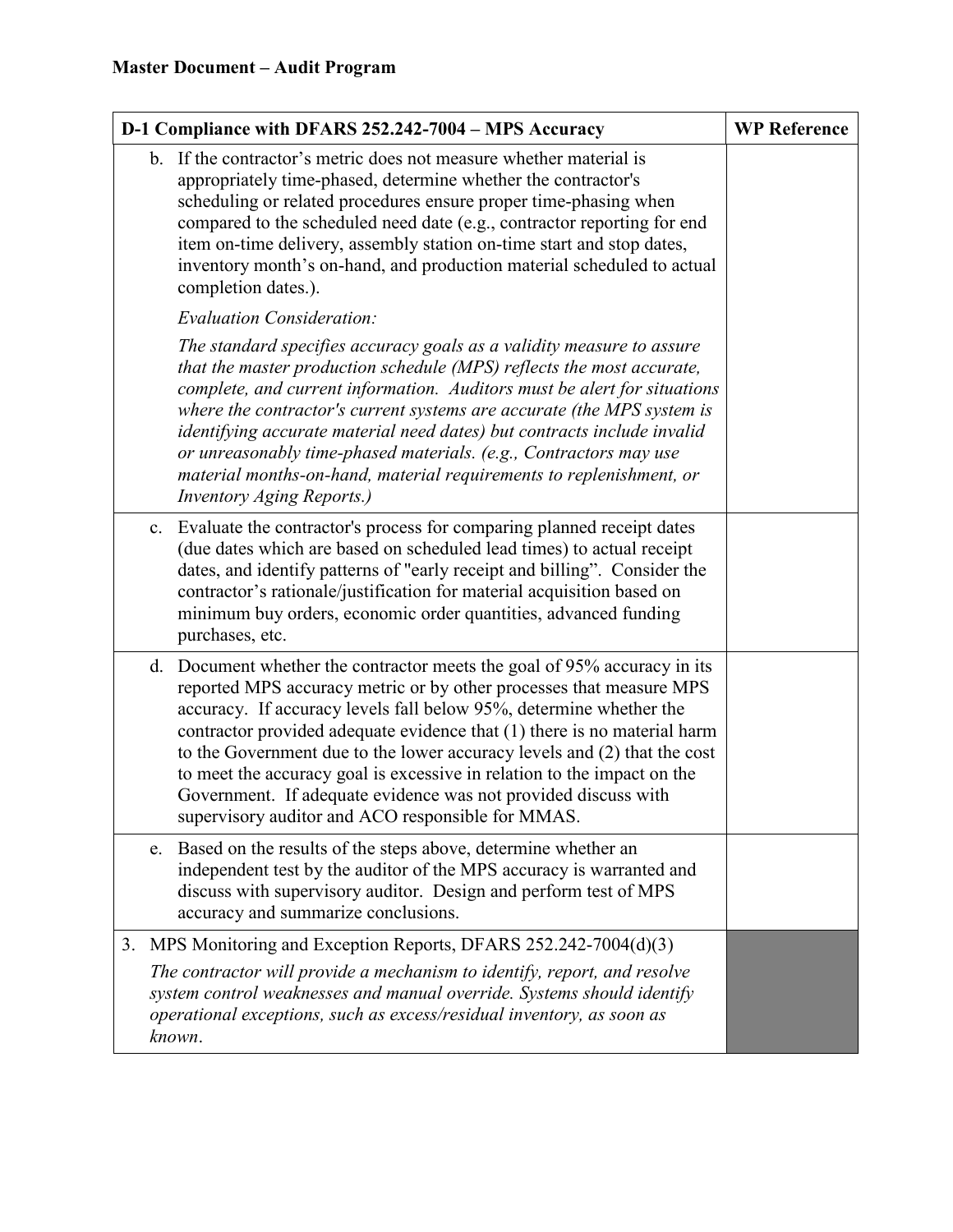**Master Document – Audit Program**

| D-1 Compliance with DFARS 252.242-7004 – MPS Accuracy | WP Reference |
|---|---|
| b. If the contractor's metric does not measure whether material is appropriately time-phased, determine whether the contractor's scheduling or related procedures ensure proper time-phasing when compared to the scheduled need date (e.g., contractor reporting for end item on-time delivery, assembly station on-time start and stop dates, inventory month's on-hand, and production material scheduled to actual completion dates.).<br><br>*Evaluation Consideration:*<br><br>*The standard specifies accuracy goals as a validity measure to assure that the master production schedule (MPS) reflects the most accurate, complete, and current information. Auditors must be alert for situations where the contractor's current systems are accurate (the MPS system is identifying accurate material need dates) but contracts include invalid or unreasonably time-phased materials. (e.g., Contractors may use material months-on-hand, material requirements to replenishment, or Inventory Aging Reports.)* | |
| c. Evaluate the contractor's process for comparing planned receipt dates (due dates which are based on scheduled lead times) to actual receipt dates, and identify patterns of "early receipt and billing". Consider the contractor's rationale/justification for material acquisition based on minimum buy orders, economic order quantities, advanced funding purchases, etc. | |
| d. Document whether the contractor meets the goal of 95% accuracy in its reported MPS accuracy metric or by other processes that measure MPS accuracy. If accuracy levels fall below 95%, determine whether the contractor provided adequate evidence that (1) there is no material harm to the Government due to the lower accuracy levels and (2) that the cost to meet the accuracy goal is excessive in relation to the impact on the Government. If adequate evidence was not provided discuss with supervisory auditor and ACO responsible for MMAS. | |
| e. Based on the results of the steps above, determine whether an independent test by the auditor of the MPS accuracy is warranted and discuss with supervisory auditor. Design and perform test of MPS accuracy and summarize conclusions. | |
| 3. MPS Monitoring and Exception Reports, DFARS 252.242-7004(d)(3)<br><br>*The contractor will provide a mechanism to identify, report, and resolve system control weaknesses and manual override. Systems should identify operational exceptions, such as excess/residual inventory, as soon as known.* | |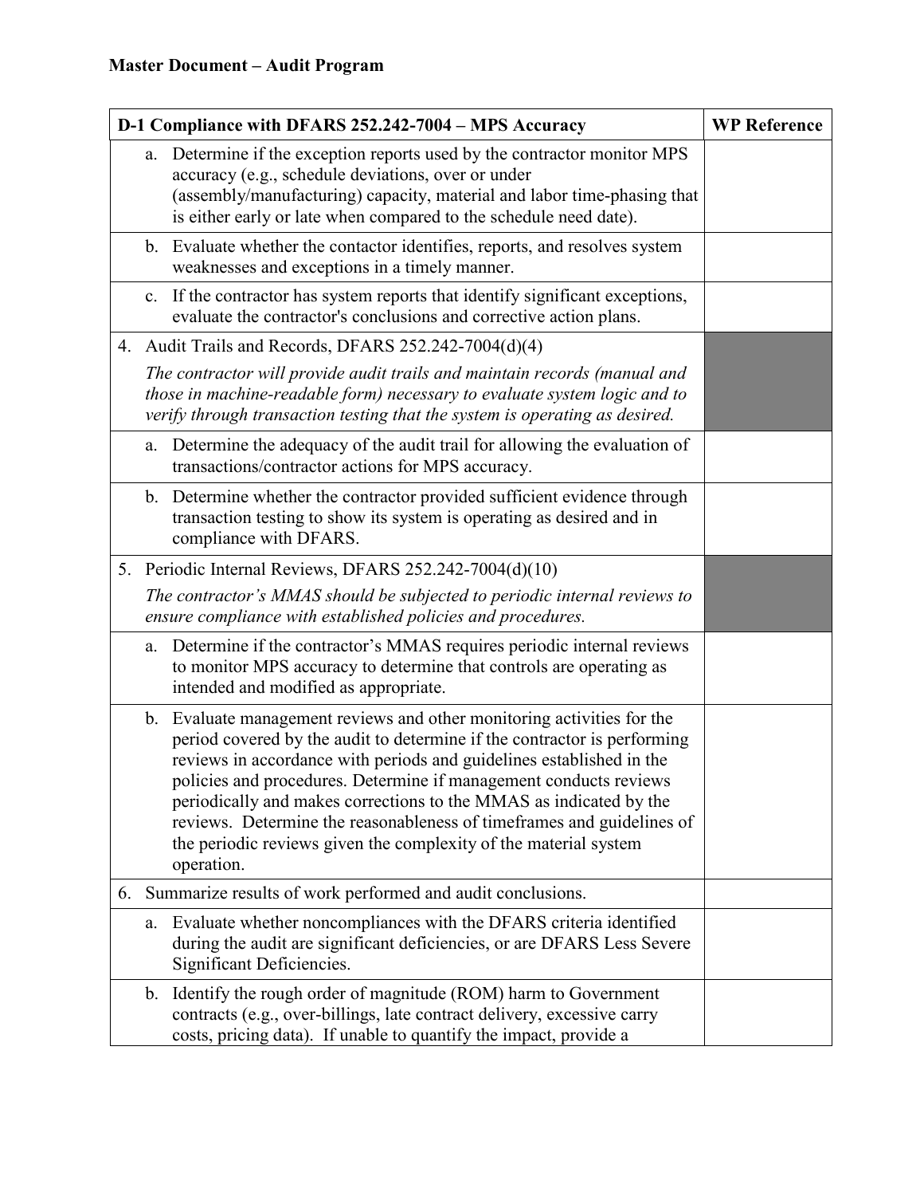**Master Document – Audit Program**

| D-1 Compliance with DFARS 252.242-7004 – MPS Accuracy | WP Reference |
|---|---|
| a. Determine if the exception reports used by the contractor monitor MPS accuracy (e.g., schedule deviations, over or under (assembly/manufacturing) capacity, material and labor time-phasing that is either early or late when compared to the schedule need date). | |
| b. Evaluate whether the contactor identifies, reports, and resolves system weaknesses and exceptions in a timely manner. | |
| c. If the contractor has system reports that identify significant exceptions, evaluate the contractor's conclusions and corrective action plans. | |
| 4. Audit Trails and Records, DFARS 252.242-7004(d)(4)<br>*The contractor will provide audit trails and maintain records (manual and those in machine-readable form) necessary to evaluate system logic and to verify through transaction testing that the system is operating as desired.* | |
| a. Determine the adequacy of the audit trail for allowing the evaluation of transactions/contractor actions for MPS accuracy. | |
| b. Determine whether the contractor provided sufficient evidence through transaction testing to show its system is operating as desired and in compliance with DFARS. | |
| 5. Periodic Internal Reviews, DFARS 252.242-7004(d)(10)<br>*The contractor's MMAS should be subjected to periodic internal reviews to ensure compliance with established policies and procedures.* | |
| a. Determine if the contractor's MMAS requires periodic internal reviews to monitor MPS accuracy to determine that controls are operating as intended and modified as appropriate. | |
| b. Evaluate management reviews and other monitoring activities for the period covered by the audit to determine if the contractor is performing reviews in accordance with periods and guidelines established in the policies and procedures. Determine if management conducts reviews periodically and makes corrections to the MMAS as indicated by the reviews. Determine the reasonableness of timeframes and guidelines of the periodic reviews given the complexity of the material system operation. | |
| 6. Summarize results of work performed and audit conclusions. | |
| a. Evaluate whether noncompliances with the DFARS criteria identified during the audit are significant deficiencies, or are DFARS Less Severe Significant Deficiencies. | |
| b. Identify the rough order of magnitude (ROM) harm to Government contracts (e.g., over-billings, late contract delivery, excessive carry costs, pricing data). If unable to quantify the impact, provide a | |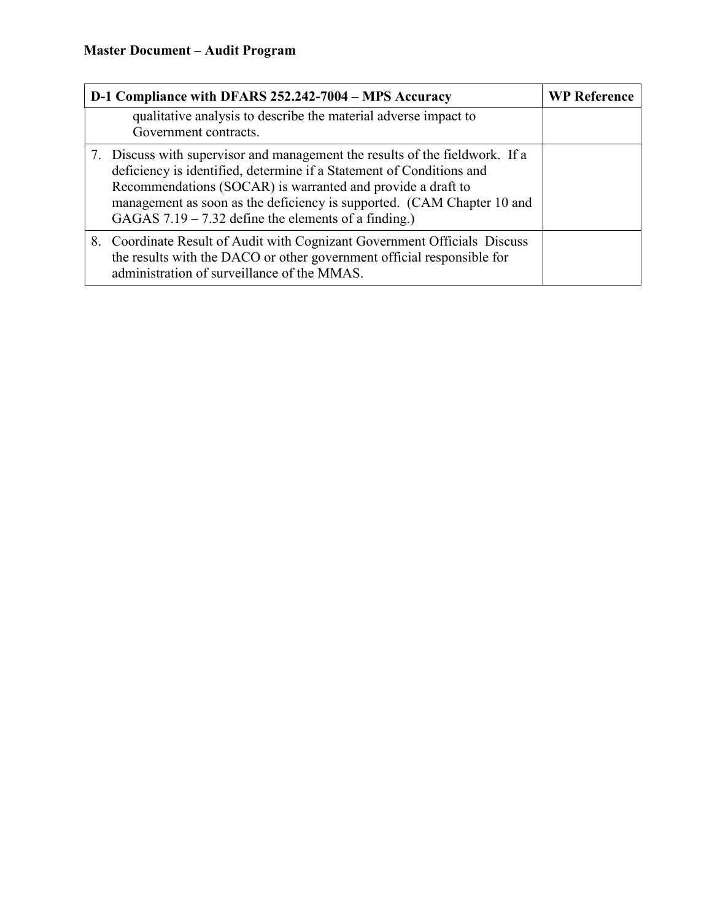**Master Document – Audit Program**

| D-1 Compliance with DFARS 252.242-7004 – MPS Accuracy | WP Reference |
|---|---|
| qualitative analysis to describe the material adverse impact to Government contracts. | |
| 7. Discuss with supervisor and management the results of the fieldwork. If a deficiency is identified, determine if a Statement of Conditions and Recommendations (SOCAR) is warranted and provide a draft to management as soon as the deficiency is supported. (CAM Chapter 10 and GAGAS 7.19 – 7.32 define the elements of a finding.) | |
| 8. Coordinate Result of Audit with Cognizant Government Officials Discuss the results with the DACO or other government official responsible for administration of surveillance of the MMAS. | |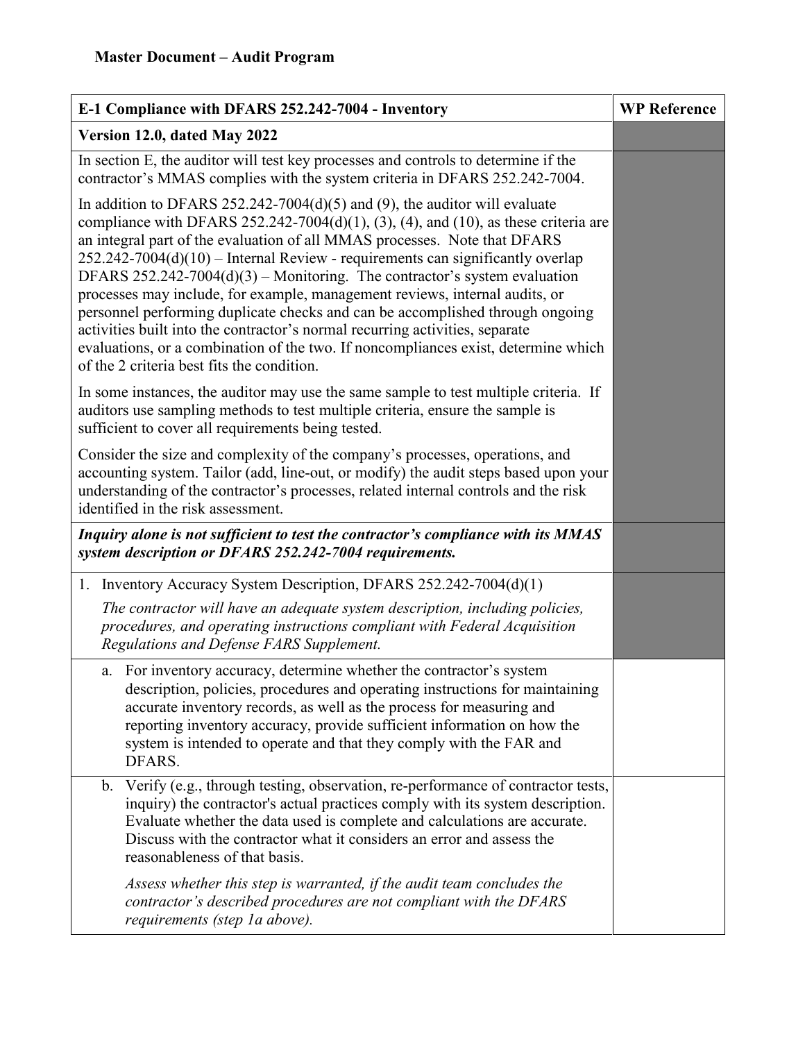**Master Document – Audit Program**

| E-1 Compliance with DFARS 252.242-7004 - Inventory | WP Reference |
| --- | --- |
| **Version 12.0, dated May 2022** | |
| In section E, the auditor will test key processes and controls to determine if the contractor's MMAS complies with the system criteria in DFARS 252.242-7004.<br><br>In addition to DFARS 252.242-7004(d)(5) and (9), the auditor will evaluate compliance with DFARS 252.242-7004(d)(1), (3), (4), and (10), as these criteria are an integral part of the evaluation of all MMAS processes. Note that DFARS 252.242-7004(d)(10) – Internal Review - requirements can significantly overlap DFARS 252.242-7004(d)(3) – Monitoring. The contractor's system evaluation processes may include, for example, management reviews, internal audits, or personnel performing duplicate checks and can be accomplished through ongoing activities built into the contractor's normal recurring activities, separate evaluations, or a combination of the two. If noncompliances exist, determine which of the 2 criteria best fits the condition.<br><br>In some instances, the auditor may use the same sample to test multiple criteria. If auditors use sampling methods to test multiple criteria, ensure the sample is sufficient to cover all requirements being tested.<br><br>Consider the size and complexity of the company's processes, operations, and accounting system. Tailor (add, line-out, or modify) the audit steps based upon your understanding of the contractor's processes, related internal controls and the risk identified in the risk assessment. | |
| ***Inquiry alone is not sufficient to test the contractor's compliance with its MMAS system description or DFARS 252.242-7004 requirements.*** | |
| 1. Inventory Accuracy System Description, DFARS 252.242-7004(d)(1)<br><br>*The contractor will have an adequate system description, including policies, procedures, and operating instructions compliant with Federal Acquisition Regulations and Defense FARS Supplement.* | |
| a. For inventory accuracy, determine whether the contractor's system description, policies, procedures and operating instructions for maintaining accurate inventory records, as well as the process for measuring and reporting inventory accuracy, provide sufficient information on how the system is intended to operate and that they comply with the FAR and DFARS. | |
| b. Verify (e.g., through testing, observation, re-performance of contractor tests, inquiry) the contractor's actual practices comply with its system description. Evaluate whether the data used is complete and calculations are accurate. Discuss with the contractor what it considers an error and assess the reasonableness of that basis.<br><br>*Assess whether this step is warranted, if the audit team concludes the contractor's described procedures are not compliant with the DFARS requirements (step 1a above).* | |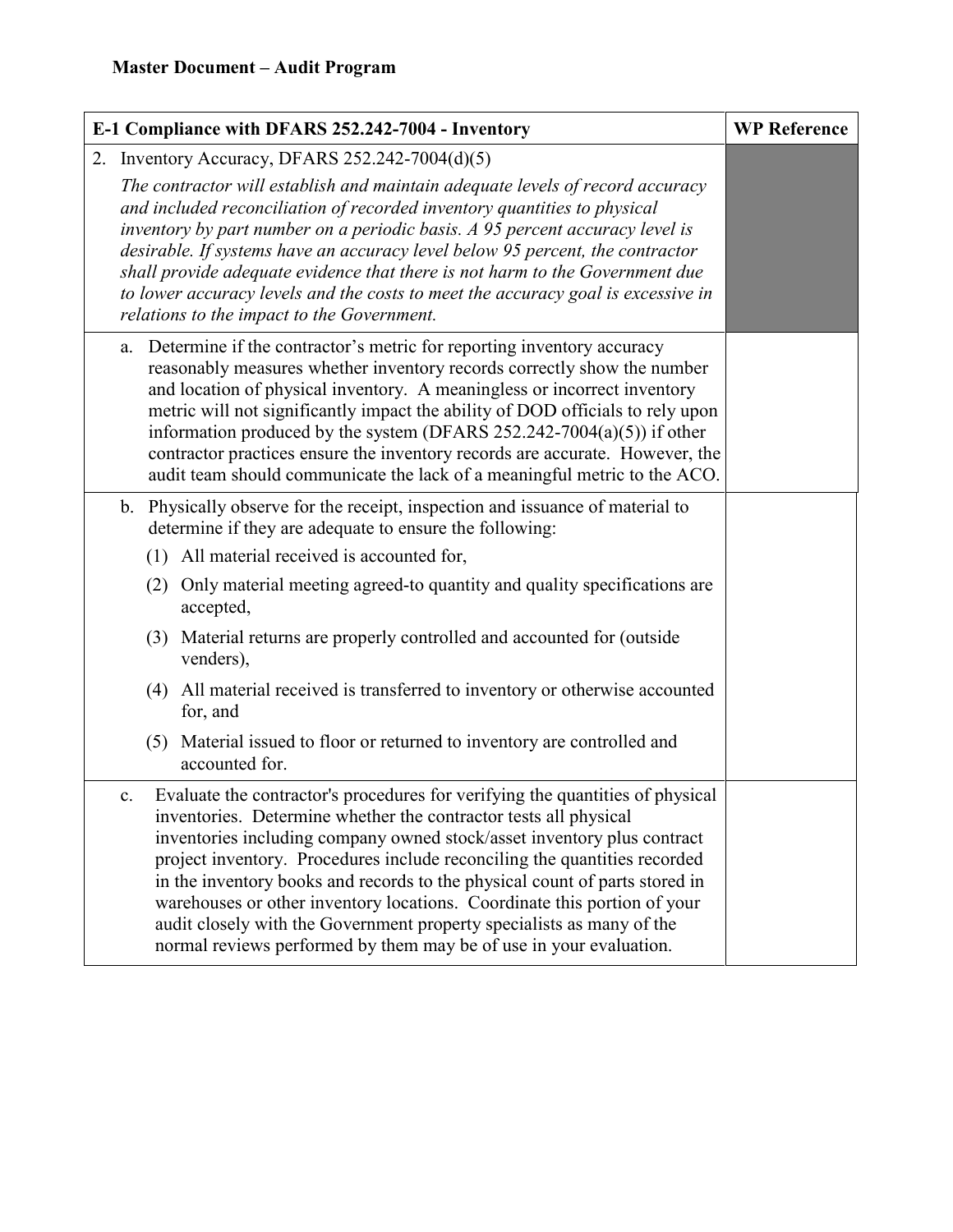**Master Document – Audit Program**

| E-1 Compliance with DFARS 252.242-7004 - Inventory | WP Reference |
| --- | --- |
| 2. Inventory Accuracy, DFARS 252.242-7004(d)(5)<br>*The contractor will establish and maintain adequate levels of record accuracy and included reconciliation of recorded inventory quantities to physical inventory by part number on a periodic basis. A 95 percent accuracy level is desirable. If systems have an accuracy level below 95 percent, the contractor shall provide adequate evidence that there is not harm to the Government due to lower accuracy levels and the costs to meet the accuracy goal is excessive in relations to the impact to the Government.* | |
| a. Determine if the contractor's metric for reporting inventory accuracy reasonably measures whether inventory records correctly show the number and location of physical inventory. A meaningless or incorrect inventory metric will not significantly impact the ability of DOD officials to rely upon information produced by the system (DFARS 252.242-7004(a)(5)) if other contractor practices ensure the inventory records are accurate. However, the audit team should communicate the lack of a meaningful metric to the ACO. | |
| b. Physically observe for the receipt, inspection and issuance of material to determine if they are adequate to ensure the following:<br>(1) All material received is accounted for,<br>(2) Only material meeting agreed-to quantity and quality specifications are accepted,<br>(3) Material returns are properly controlled and accounted for (outside venders),<br>(4) All material received is transferred to inventory or otherwise accounted for, and<br>(5) Material issued to floor or returned to inventory are controlled and accounted for. | |
| c. Evaluate the contractor's procedures for verifying the quantities of physical inventories. Determine whether the contractor tests all physical inventories including company owned stock/asset inventory plus contract project inventory. Procedures include reconciling the quantities recorded in the inventory books and records to the physical count of parts stored in warehouses or other inventory locations. Coordinate this portion of your audit closely with the Government property specialists as many of the normal reviews performed by them may be of use in your evaluation. | |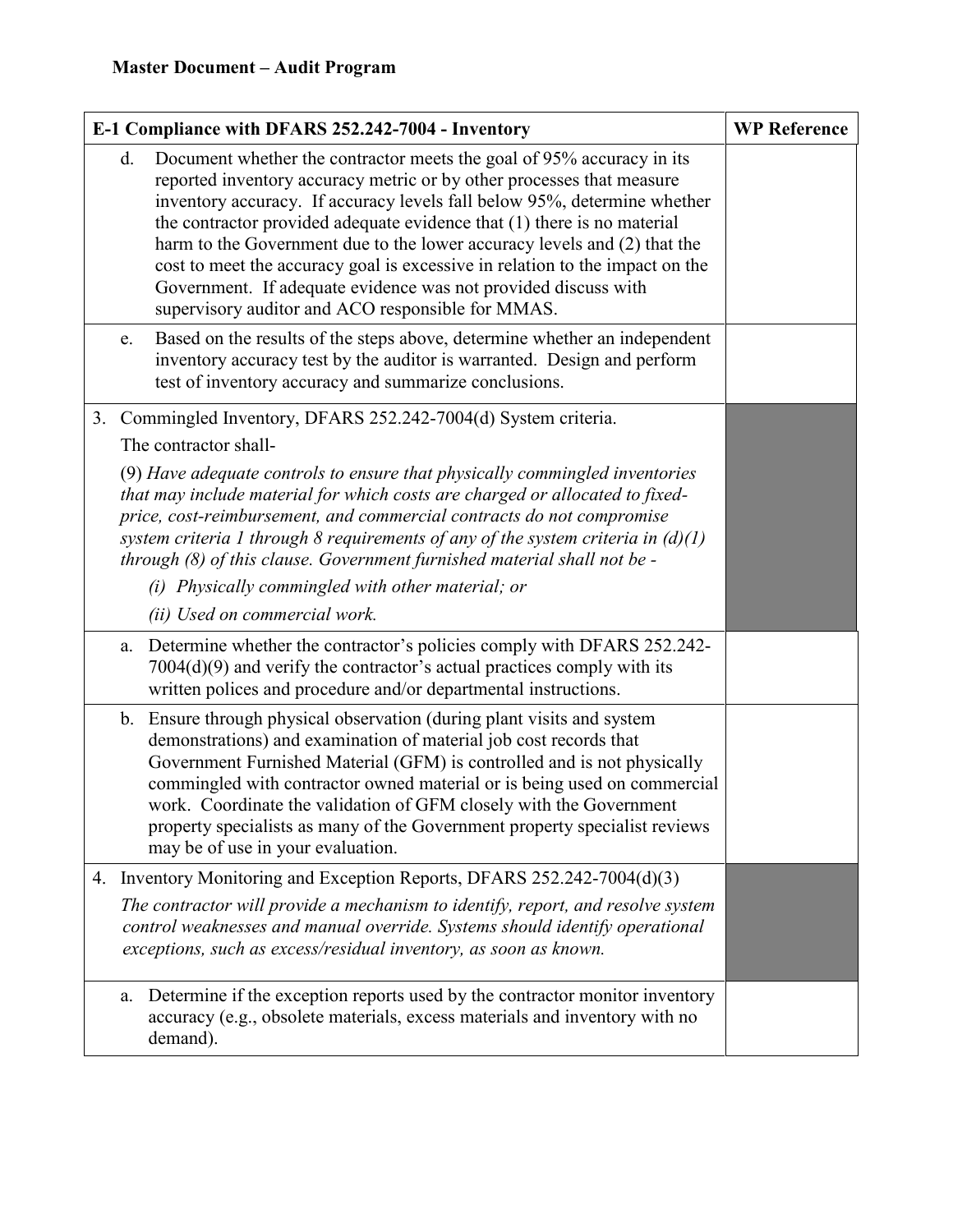**Master Document – Audit Program**

| E-1 Compliance with DFARS 252.242-7004 - Inventory | WP Reference |
|---|---|
| d. Document whether the contractor meets the goal of 95% accuracy in its reported inventory accuracy metric or by other processes that measure inventory accuracy. If accuracy levels fall below 95%, determine whether the contractor provided adequate evidence that (1) there is no material harm to the Government due to the lower accuracy levels and (2) that the cost to meet the accuracy goal is excessive in relation to the impact on the Government. If adequate evidence was not provided discuss with supervisory auditor and ACO responsible for MMAS. | |
| e. Based on the results of the steps above, determine whether an independent inventory accuracy test by the auditor is warranted. Design and perform test of inventory accuracy and summarize conclusions. | |
| 3. Commingled Inventory, DFARS 252.242-7004(d) System criteria.<br>The contractor shall-<br>(9) *Have adequate controls to ensure that physically commingled inventories that may include material for which costs are charged or allocated to fixed-price, cost-reimbursement, and commercial contracts do not compromise system criteria 1 through 8 requirements of any of the system criteria in (d)(1) through (8) of this clause. Government furnished material shall not be -*<br>*(i) Physically commingled with other material; or*<br>*(ii) Used on commercial work.* | |
| a. Determine whether the contractor's policies comply with DFARS 252.242-7004(d)(9) and verify the contractor's actual practices comply with its written polices and procedure and/or departmental instructions. | |
| b. Ensure through physical observation (during plant visits and system demonstrations) and examination of material job cost records that Government Furnished Material (GFM) is controlled and is not physically commingled with contractor owned material or is being used on commercial work. Coordinate the validation of GFM closely with the Government property specialists as many of the Government property specialist reviews may be of use in your evaluation. | |
| 4. Inventory Monitoring and Exception Reports, DFARS 252.242-7004(d)(3)<br>*The contractor will provide a mechanism to identify, report, and resolve system control weaknesses and manual override. Systems should identify operational exceptions, such as excess/residual inventory, as soon as known.* | |
| a. Determine if the exception reports used by the contractor monitor inventory accuracy (e.g., obsolete materials, excess materials and inventory with no demand). | |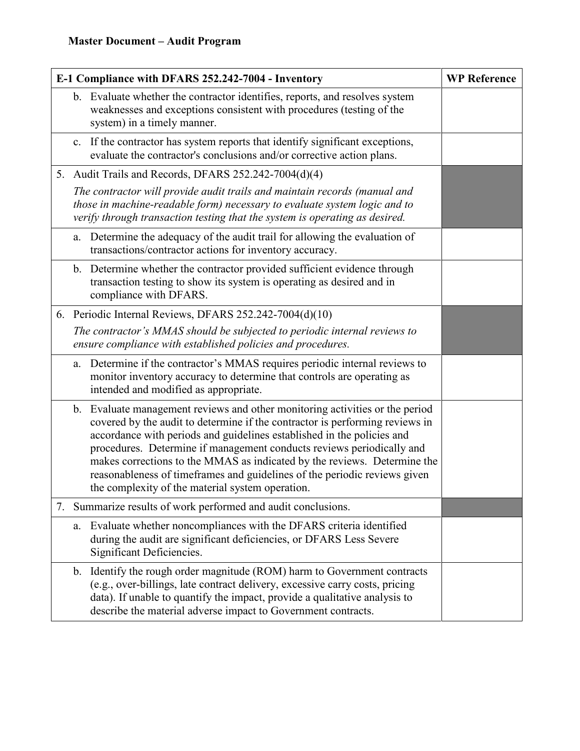**Master Document – Audit Program**

| E-1 Compliance with DFARS 252.242-7004 - Inventory | WP Reference |
|---|---|
| b. Evaluate whether the contractor identifies, reports, and resolves system weaknesses and exceptions consistent with procedures (testing of the system) in a timely manner. | |
| c. If the contractor has system reports that identify significant exceptions, evaluate the contractor's conclusions and/or corrective action plans. | |
| 5. Audit Trails and Records, DFARS 252.242-7004(d)(4)<br>*The contractor will provide audit trails and maintain records (manual and those in machine-readable form) necessary to evaluate system logic and to verify through transaction testing that the system is operating as desired.* | |
| a. Determine the adequacy of the audit trail for allowing the evaluation of transactions/contractor actions for inventory accuracy. | |
| b. Determine whether the contractor provided sufficient evidence through transaction testing to show its system is operating as desired and in compliance with DFARS. | |
| 6. Periodic Internal Reviews, DFARS 252.242-7004(d)(10)<br>*The contractor's MMAS should be subjected to periodic internal reviews to ensure compliance with established policies and procedures.* | |
| a. Determine if the contractor's MMAS requires periodic internal reviews to monitor inventory accuracy to determine that controls are operating as intended and modified as appropriate. | |
| b. Evaluate management reviews and other monitoring activities or the period covered by the audit to determine if the contractor is performing reviews in accordance with periods and guidelines established in the policies and procedures. Determine if management conducts reviews periodically and makes corrections to the MMAS as indicated by the reviews. Determine the reasonableness of timeframes and guidelines of the periodic reviews given the complexity of the material system operation. | |
| 7. Summarize results of work performed and audit conclusions. | |
| a. Evaluate whether noncompliances with the DFARS criteria identified during the audit are significant deficiencies, or DFARS Less Severe Significant Deficiencies. | |
| b. Identify the rough order magnitude (ROM) harm to Government contracts (e.g., over-billings, late contract delivery, excessive carry costs, pricing data). If unable to quantify the impact, provide a qualitative analysis to describe the material adverse impact to Government contracts. | |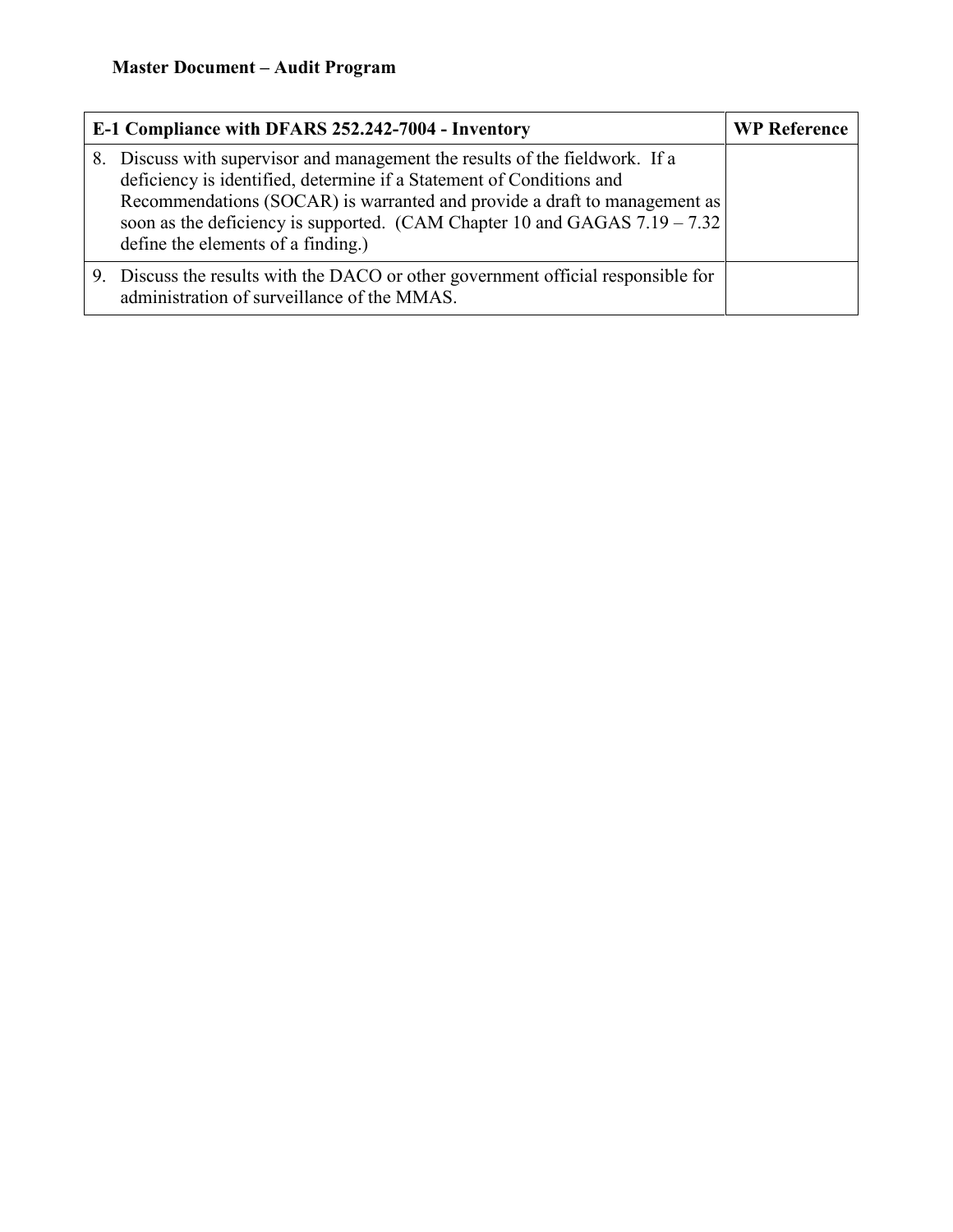**Master Document – Audit Program**

| E-1 Compliance with DFARS 252.242-7004 - Inventory | WP Reference |
|---|---|
| 8. Discuss with supervisor and management the results of the fieldwork. If a deficiency is identified, determine if a Statement of Conditions and Recommendations (SOCAR) is warranted and provide a draft to management as soon as the deficiency is supported. (CAM Chapter 10 and GAGAS 7.19 – 7.32 define the elements of a finding.) | |
| 9. Discuss the results with the DACO or other government official responsible for administration of surveillance of the MMAS. | |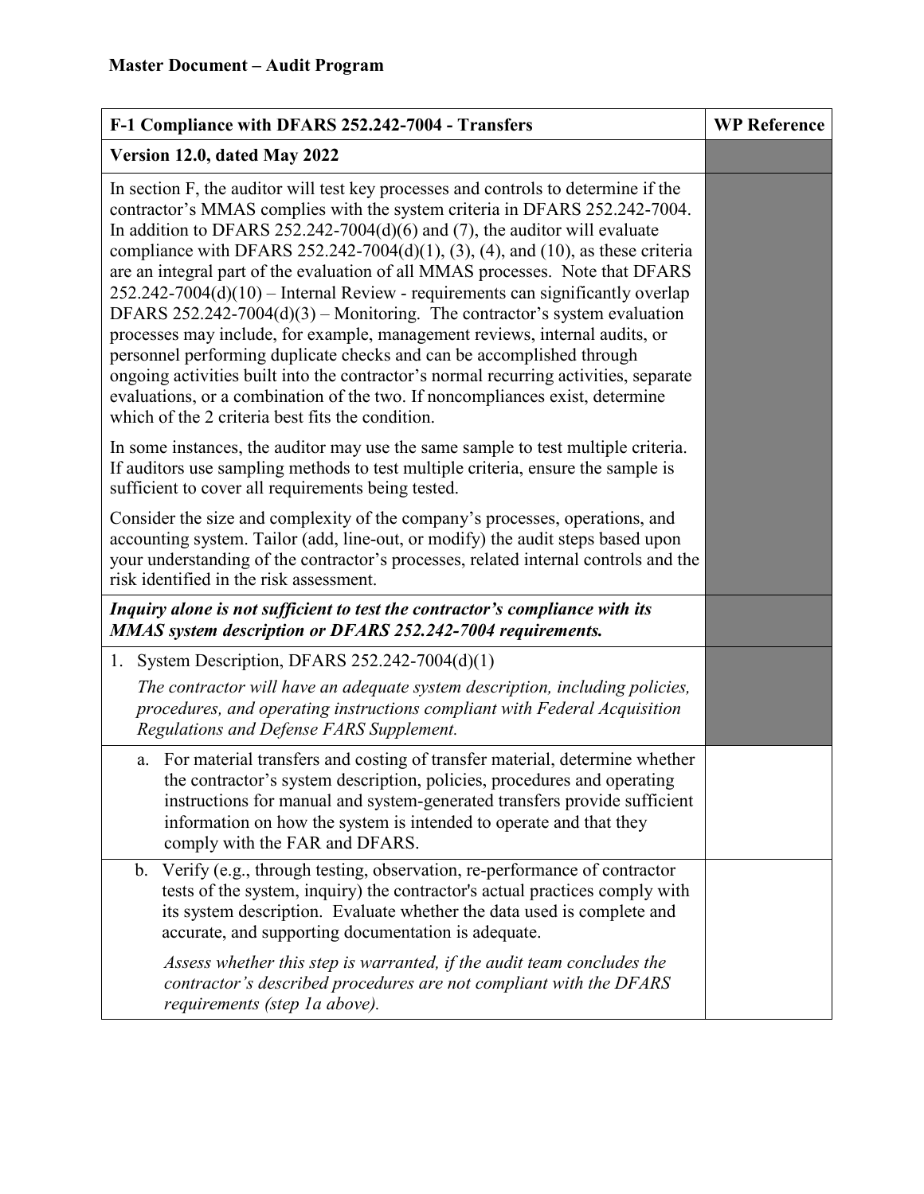**Master Document – Audit Program**

| F-1 Compliance with DFARS 252.242-7004 - Transfers | WP Reference |
|---|---|
| **Version 12.0, dated May 2022** | |
| In section F, the auditor will test key processes and controls to determine if the contractor's MMAS complies with the system criteria in DFARS 252.242-7004. In addition to DFARS 252.242-7004(d)(6) and (7), the auditor will evaluate compliance with DFARS 252.242-7004(d)(1), (3), (4), and (10), as these criteria are an integral part of the evaluation of all MMAS processes. Note that DFARS 252.242-7004(d)(10) – Internal Review - requirements can significantly overlap DFARS 252.242-7004(d)(3) – Monitoring. The contractor's system evaluation processes may include, for example, management reviews, internal audits, or personnel performing duplicate checks and can be accomplished through ongoing activities built into the contractor's normal recurring activities, separate evaluations, or a combination of the two. If noncompliances exist, determine which of the 2 criteria best fits the condition.<br><br>In some instances, the auditor may use the same sample to test multiple criteria. If auditors use sampling methods to test multiple criteria, ensure the sample is sufficient to cover all requirements being tested.<br><br>Consider the size and complexity of the company's processes, operations, and accounting system. Tailor (add, line-out, or modify) the audit steps based upon your understanding of the contractor's processes, related internal controls and the risk identified in the risk assessment. | |
| ***Inquiry alone is not sufficient to test the contractor's compliance with its MMAS system description or DFARS 252.242-7004 requirements.*** | |
| 1. System Description, DFARS 252.242-7004(d)(1)<br><br>*The contractor will have an adequate system description, including policies, procedures, and operating instructions compliant with Federal Acquisition Regulations and Defense FARS Supplement.* | |
| a. For material transfers and costing of transfer material, determine whether the contractor's system description, policies, procedures and operating instructions for manual and system-generated transfers provide sufficient information on how the system is intended to operate and that they comply with the FAR and DFARS. | |
| b. Verify (e.g., through testing, observation, re-performance of contractor tests of the system, inquiry) the contractor's actual practices comply with its system description. Evaluate whether the data used is complete and accurate, and supporting documentation is adequate.<br><br>*Assess whether this step is warranted, if the audit team concludes the contractor's described procedures are not compliant with the DFARS requirements (step 1a above).* | |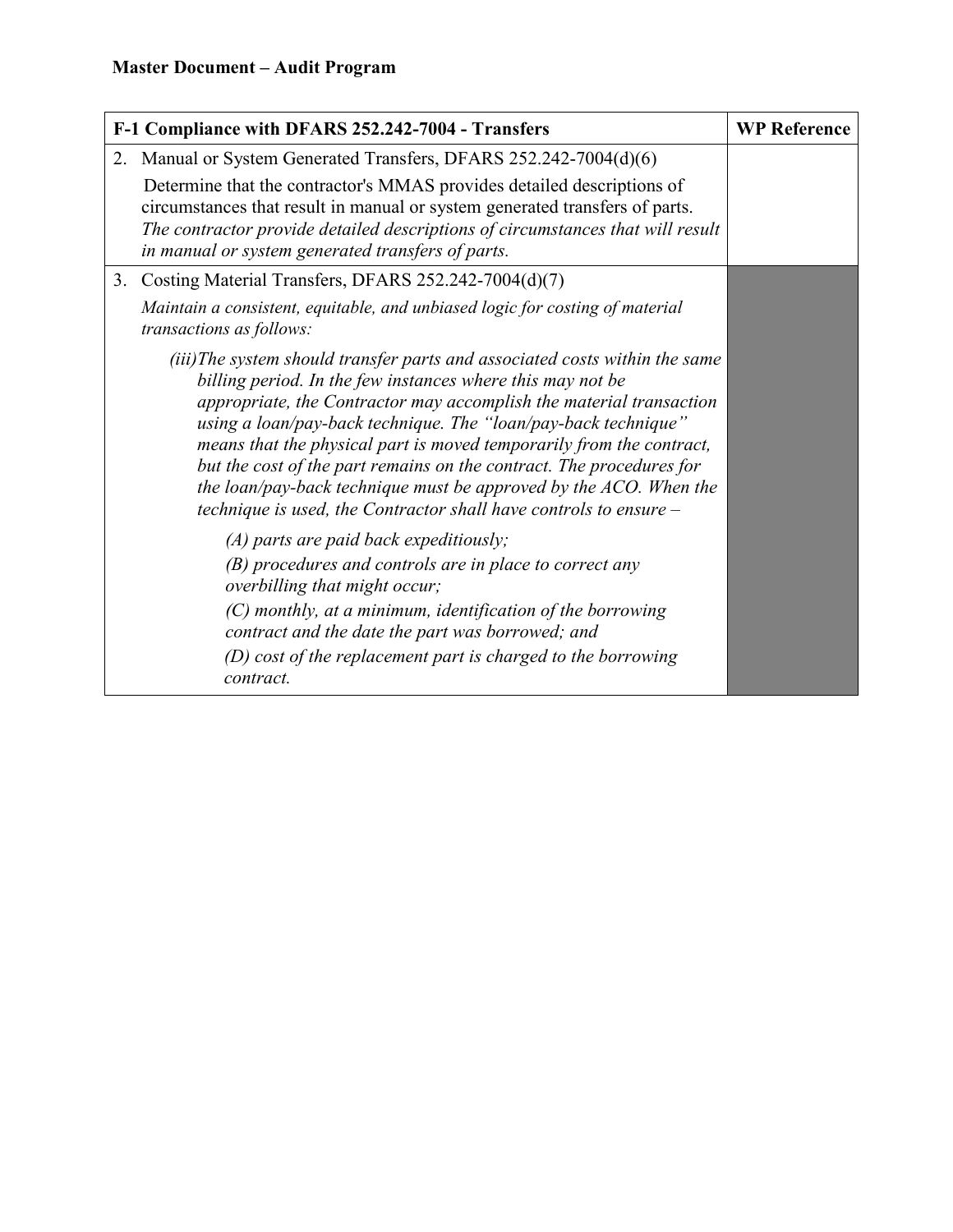**Master Document – Audit Program**

| F-1 Compliance with DFARS 252.242-7004 - Transfers | WP Reference |
| --- | --- |
| 2. Manual or System Generated Transfers, DFARS 252.242-7004(d)(6)<br><br>Determine that the contractor's MMAS provides detailed descriptions of circumstances that result in manual or system generated transfers of parts. *The contractor provide detailed descriptions of circumstances that will result in manual or system generated transfers of parts.* | |
| 3. Costing Material Transfers, DFARS 252.242-7004(d)(7)<br><br>*Maintain a consistent, equitable, and unbiased logic for costing of material transactions as follows:*<br><br>*(iii) The system should transfer parts and associated costs within the same billing period. In the few instances where this may not be appropriate, the Contractor may accomplish the material transaction using a loan/pay-back technique. The "loan/pay-back technique" means that the physical part is moved temporarily from the contract, but the cost of the part remains on the contract. The procedures for the loan/pay-back technique must be approved by the ACO. When the technique is used, the Contractor shall have controls to ensure –*<br><br>*(A) parts are paid back expeditiously;*<br>*(B) procedures and controls are in place to correct any overbilling that might occur;*<br>*(C) monthly, at a minimum, identification of the borrowing contract and the date the part was borrowed; and*<br>*(D) cost of the replacement part is charged to the borrowing contract.* | |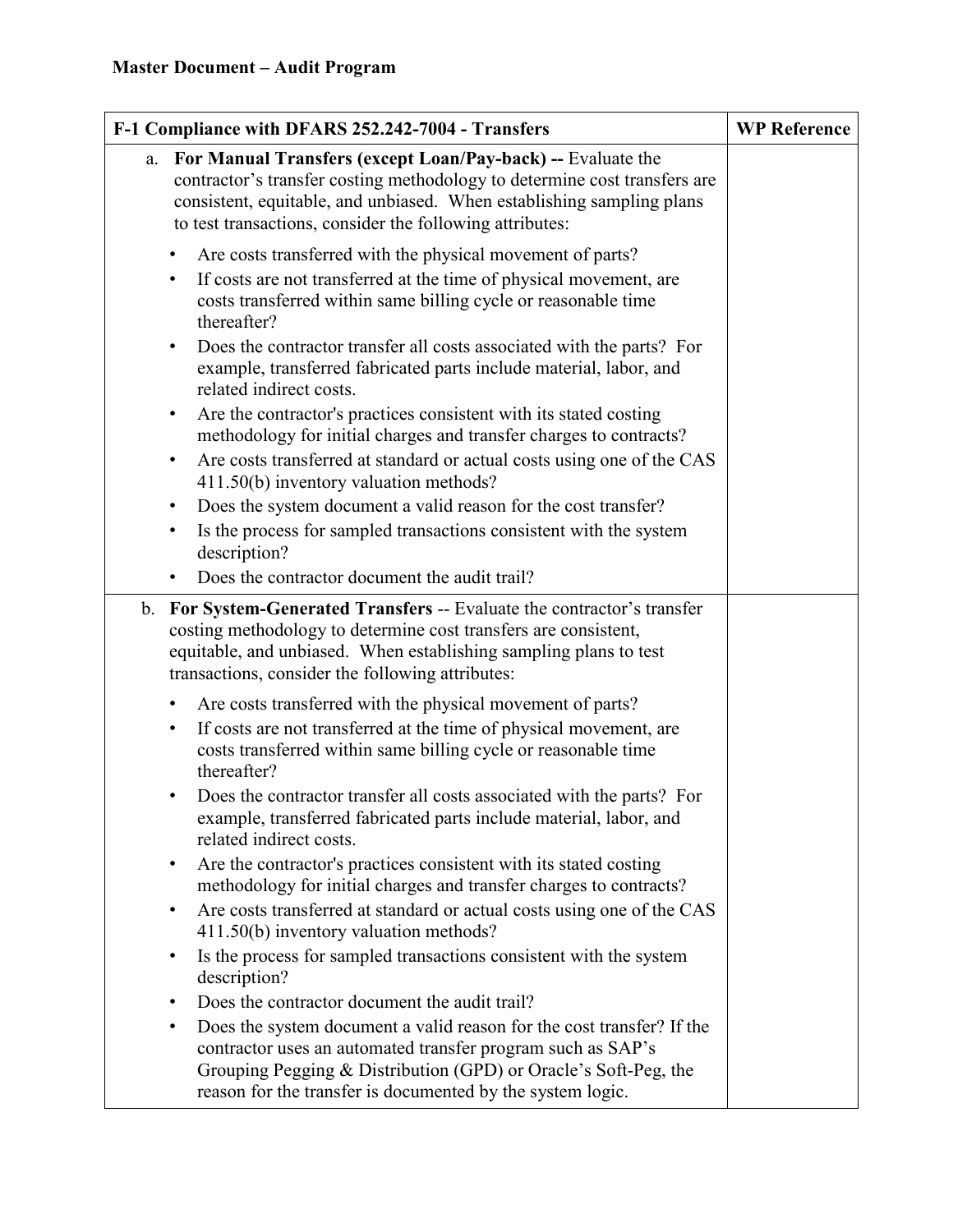**Master Document – Audit Program**

| F-1 Compliance with DFARS 252.242-7004 - Transfers | WP Reference |
|---|---|
| a. **For Manual Transfers (except Loan/Pay-back) --** Evaluate the contractor's transfer costing methodology to determine cost transfers are consistent, equitable, and unbiased. When establishing sampling plans to test transactions, consider the following attributes:<br><br>• Are costs transferred with the physical movement of parts?<br>• If costs are not transferred at the time of physical movement, are costs transferred within same billing cycle or reasonable time thereafter?<br>• Does the contractor transfer all costs associated with the parts? For example, transferred fabricated parts include material, labor, and related indirect costs.<br>• Are the contractor's practices consistent with its stated costing methodology for initial charges and transfer charges to contracts?<br>• Are costs transferred at standard or actual costs using one of the CAS 411.50(b) inventory valuation methods?<br>• Does the system document a valid reason for the cost transfer?<br>• Is the process for sampled transactions consistent with the system description?<br>• Does the contractor document the audit trail? | |
| b. **For System-Generated Transfers** -- Evaluate the contractor's transfer costing methodology to determine cost transfers are consistent, equitable, and unbiased. When establishing sampling plans to test transactions, consider the following attributes:<br><br>• Are costs transferred with the physical movement of parts?<br>• If costs are not transferred at the time of physical movement, are costs transferred within same billing cycle or reasonable time thereafter?<br>• Does the contractor transfer all costs associated with the parts? For example, transferred fabricated parts include material, labor, and related indirect costs.<br>• Are the contractor's practices consistent with its stated costing methodology for initial charges and transfer charges to contracts?<br>• Are costs transferred at standard or actual costs using one of the CAS 411.50(b) inventory valuation methods?<br>• Is the process for sampled transactions consistent with the system description?<br>• Does the contractor document the audit trail?<br>• Does the system document a valid reason for the cost transfer? If the contractor uses an automated transfer program such as SAP's Grouping Pegging & Distribution (GPD) or Oracle's Soft-Peg, the reason for the transfer is documented by the system logic. | |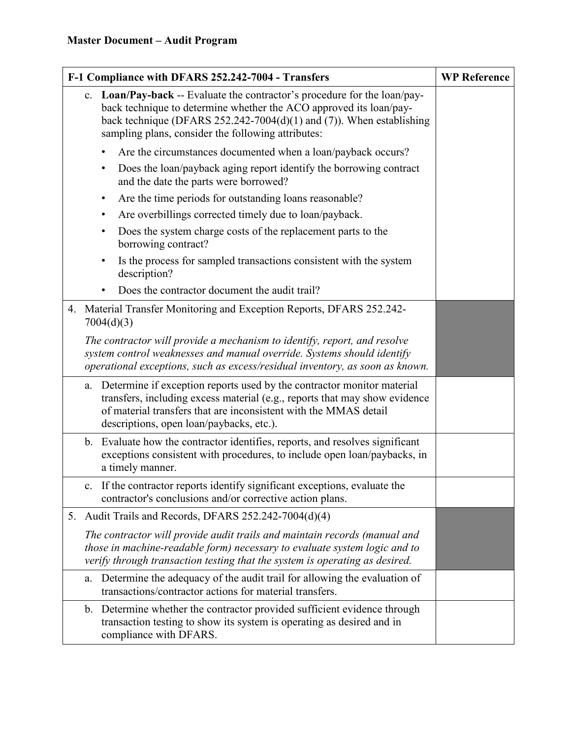**Master Document – Audit Program**

| F-1 Compliance with DFARS 252.242-7004 - Transfers | WP Reference |
|---|---|
| c. **Loan/Pay-back** -- Evaluate the contractor's procedure for the loan/pay-back technique to determine whether the ACO approved its loan/pay-back technique (DFARS 252.242-7004(d)(1) and (7)). When establishing sampling plans, consider the following attributes:<br>• Are the circumstances documented when a loan/payback occurs?<br>• Does the loan/payback aging report identify the borrowing contract and the date the parts were borrowed?<br>• Are the time periods for outstanding loans reasonable?<br>• Are overbillings corrected timely due to loan/payback.<br>• Does the system charge costs of the replacement parts to the borrowing contract?<br>• Is the process for sampled transactions consistent with the system description?<br>• Does the contractor document the audit trail? | |
| 4. Material Transfer Monitoring and Exception Reports, DFARS 252.242-7004(d)(3)<br>*The contractor will provide a mechanism to identify, report, and resolve system control weaknesses and manual override. Systems should identify operational exceptions, such as excess/residual inventory, as soon as known.* | |
| a. Determine if exception reports used by the contractor monitor material transfers, including excess material (e.g., reports that may show evidence of material transfers that are inconsistent with the MMAS detail descriptions, open loan/paybacks, etc.). | |
| b. Evaluate how the contractor identifies, reports, and resolves significant exceptions consistent with procedures, to include open loan/paybacks, in a timely manner. | |
| c. If the contractor reports identify significant exceptions, evaluate the contractor's conclusions and/or corrective action plans. | |
| 5. Audit Trails and Records, DFARS 252.242-7004(d)(4)<br>*The contractor will provide audit trails and maintain records (manual and those in machine-readable form) necessary to evaluate system logic and to verify through transaction testing that the system is operating as desired.* | |
| a. Determine the adequacy of the audit trail for allowing the evaluation of transactions/contractor actions for material transfers. | |
| b. Determine whether the contractor provided sufficient evidence through transaction testing to show its system is operating as desired and in compliance with DFARS. | |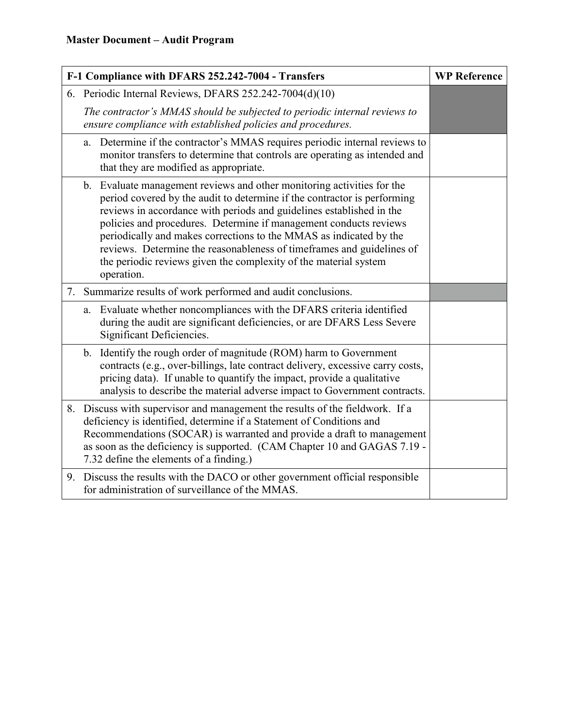**Master Document – Audit Program**

| F-1 Compliance with DFARS 252.242-7004 - Transfers | WP Reference |
|---|---|
| 6. Periodic Internal Reviews, DFARS 252.242-7004(d)(10)<br>*The contractor's MMAS should be subjected to periodic internal reviews to ensure compliance with established policies and procedures.* | |
| a. Determine if the contractor's MMAS requires periodic internal reviews to monitor transfers to determine that controls are operating as intended and that they are modified as appropriate. | |
| b. Evaluate management reviews and other monitoring activities for the period covered by the audit to determine if the contractor is performing reviews in accordance with periods and guidelines established in the policies and procedures. Determine if management conducts reviews periodically and makes corrections to the MMAS as indicated by the reviews. Determine the reasonableness of timeframes and guidelines of the periodic reviews given the complexity of the material system operation. | |
| 7. Summarize results of work performed and audit conclusions. | |
| a. Evaluate whether noncompliances with the DFARS criteria identified during the audit are significant deficiencies, or are DFARS Less Severe Significant Deficiencies. | |
| b. Identify the rough order of magnitude (ROM) harm to Government contracts (e.g., over-billings, late contract delivery, excessive carry costs, pricing data). If unable to quantify the impact, provide a qualitative analysis to describe the material adverse impact to Government contracts. | |
| 8. Discuss with supervisor and management the results of the fieldwork. If a deficiency is identified, determine if a Statement of Conditions and Recommendations (SOCAR) is warranted and provide a draft to management as soon as the deficiency is supported. (CAM Chapter 10 and GAGAS 7.19 - 7.32 define the elements of a finding.) | |
| 9. Discuss the results with the DACO or other government official responsible for administration of surveillance of the MMAS. | |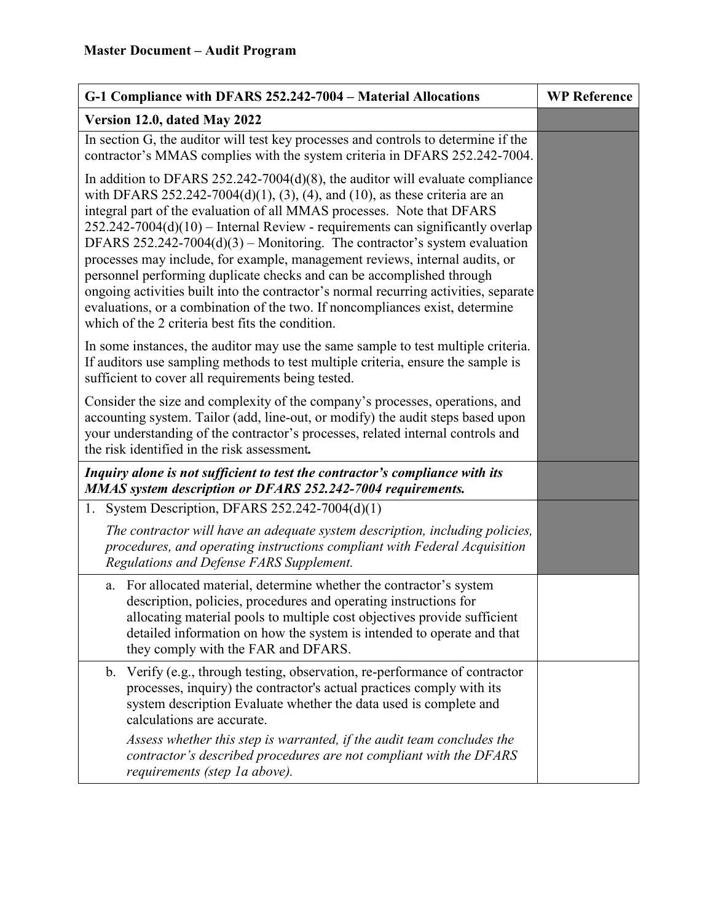**Master Document – Audit Program**

| G-1 Compliance with DFARS 252.242-7004 – Material Allocations | WP Reference |
|---|---|
| **Version 12.0, dated May 2022** | |
| In section G, the auditor will test key processes and controls to determine if the contractor's MMAS complies with the system criteria in DFARS 252.242-7004.<br><br>In addition to DFARS 252.242-7004(d)(8), the auditor will evaluate compliance with DFARS 252.242-7004(d)(1), (3), (4), and (10), as these criteria are an integral part of the evaluation of all MMAS processes. Note that DFARS 252.242-7004(d)(10) – Internal Review - requirements can significantly overlap DFARS 252.242-7004(d)(3) – Monitoring. The contractor's system evaluation processes may include, for example, management reviews, internal audits, or personnel performing duplicate checks and can be accomplished through ongoing activities built into the contractor's normal recurring activities, separate evaluations, or a combination of the two. If noncompliances exist, determine which of the 2 criteria best fits the condition.<br><br>In some instances, the auditor may use the same sample to test multiple criteria. If auditors use sampling methods to test multiple criteria, ensure the sample is sufficient to cover all requirements being tested.<br><br>Consider the size and complexity of the company's processes, operations, and accounting system. Tailor (add, line-out, or modify) the audit steps based upon your understanding of the contractor's processes, related internal controls and the risk identified in the risk assessment. | |
| ***Inquiry alone is not sufficient to test the contractor's compliance with its MMAS system description or DFARS 252.242-7004 requirements.*** | |
| 1. System Description, DFARS 252.242-7004(d)(1)<br><br>*The contractor will have an adequate system description, including policies, procedures, and operating instructions compliant with Federal Acquisition Regulations and Defense FARS Supplement.* | |
| a. For allocated material, determine whether the contractor's system description, policies, procedures and operating instructions for allocating material pools to multiple cost objectives provide sufficient detailed information on how the system is intended to operate and that they comply with the FAR and DFARS. | |
| b. Verify (e.g., through testing, observation, re-performance of contractor processes, inquiry) the contractor's actual practices comply with its system description Evaluate whether the data used is complete and calculations are accurate.<br><br>*Assess whether this step is warranted, if the audit team concludes the contractor's described procedures are not compliant with the DFARS requirements (step 1a above).* | |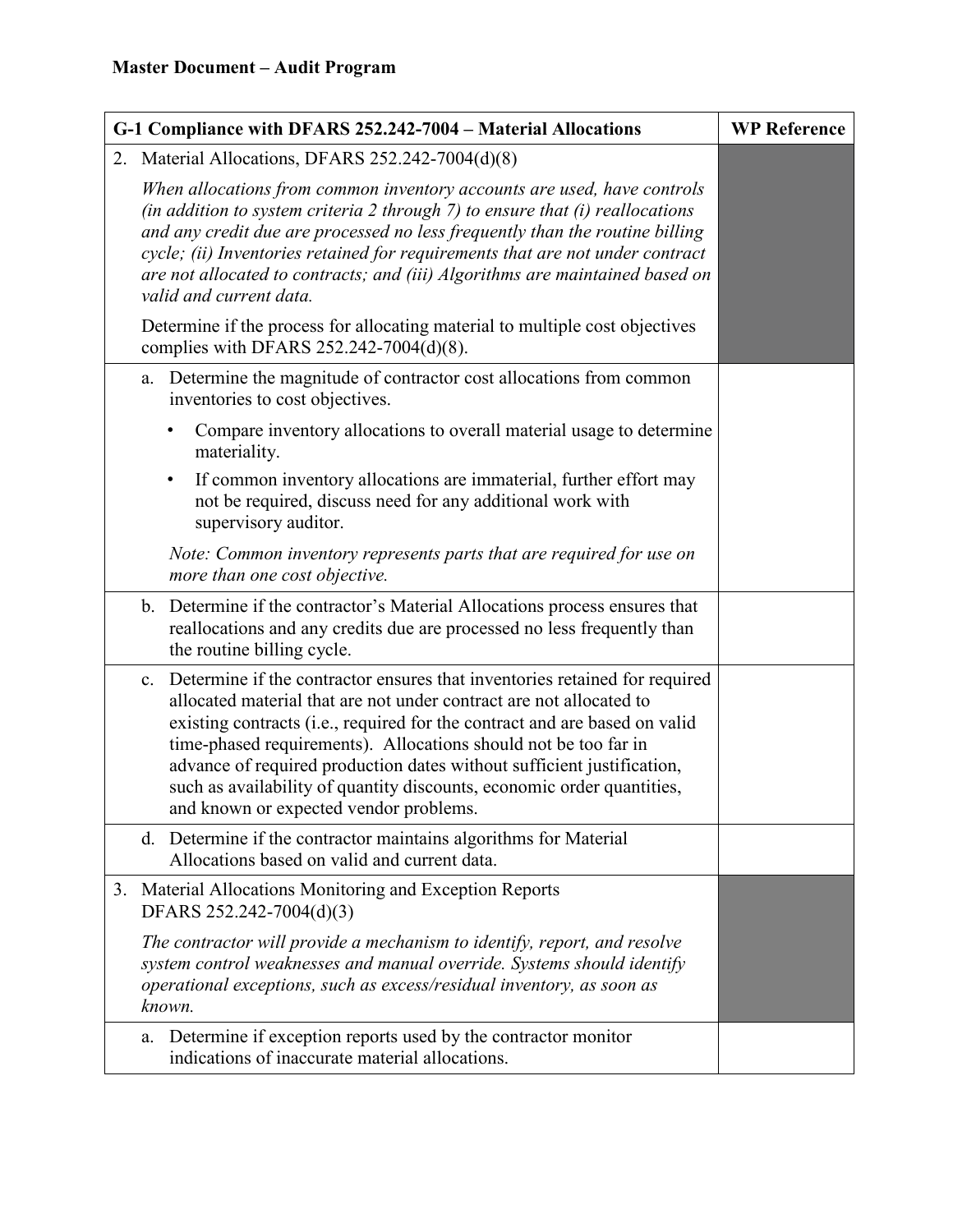**Master Document – Audit Program**

| G-1 Compliance with DFARS 252.242-7004 – Material Allocations | WP Reference |
|---|---|
| 2. Material Allocations, DFARS 252.242-7004(d)(8)<br><br>*When allocations from common inventory accounts are used, have controls (in addition to system criteria 2 through 7) to ensure that (i) reallocations and any credit due are processed no less frequently than the routine billing cycle; (ii) Inventories retained for requirements that are not under contract are not allocated to contracts; and (iii) Algorithms are maintained based on valid and current data.*<br><br>Determine if the process for allocating material to multiple cost objectives complies with DFARS 252.242-7004(d)(8). | |
| a. Determine the magnitude of contractor cost allocations from common inventories to cost objectives.<br>• Compare inventory allocations to overall material usage to determine materiality.<br>• If common inventory allocations are immaterial, further effort may not be required, discuss need for any additional work with supervisory auditor.<br><br>*Note: Common inventory represents parts that are required for use on more than one cost objective.* | |
| b. Determine if the contractor's Material Allocations process ensures that reallocations and any credits due are processed no less frequently than the routine billing cycle. | |
| c. Determine if the contractor ensures that inventories retained for required allocated material that are not under contract are not allocated to existing contracts (i.e., required for the contract and are based on valid time-phased requirements). Allocations should not be too far in advance of required production dates without sufficient justification, such as availability of quantity discounts, economic order quantities, and known or expected vendor problems. | |
| d. Determine if the contractor maintains algorithms for Material Allocations based on valid and current data. | |
| 3. Material Allocations Monitoring and Exception Reports DFARS 252.242-7004(d)(3)<br><br>*The contractor will provide a mechanism to identify, report, and resolve system control weaknesses and manual override. Systems should identify operational exceptions, such as excess/residual inventory, as soon as known.* | |
| a. Determine if exception reports used by the contractor monitor indications of inaccurate material allocations. | |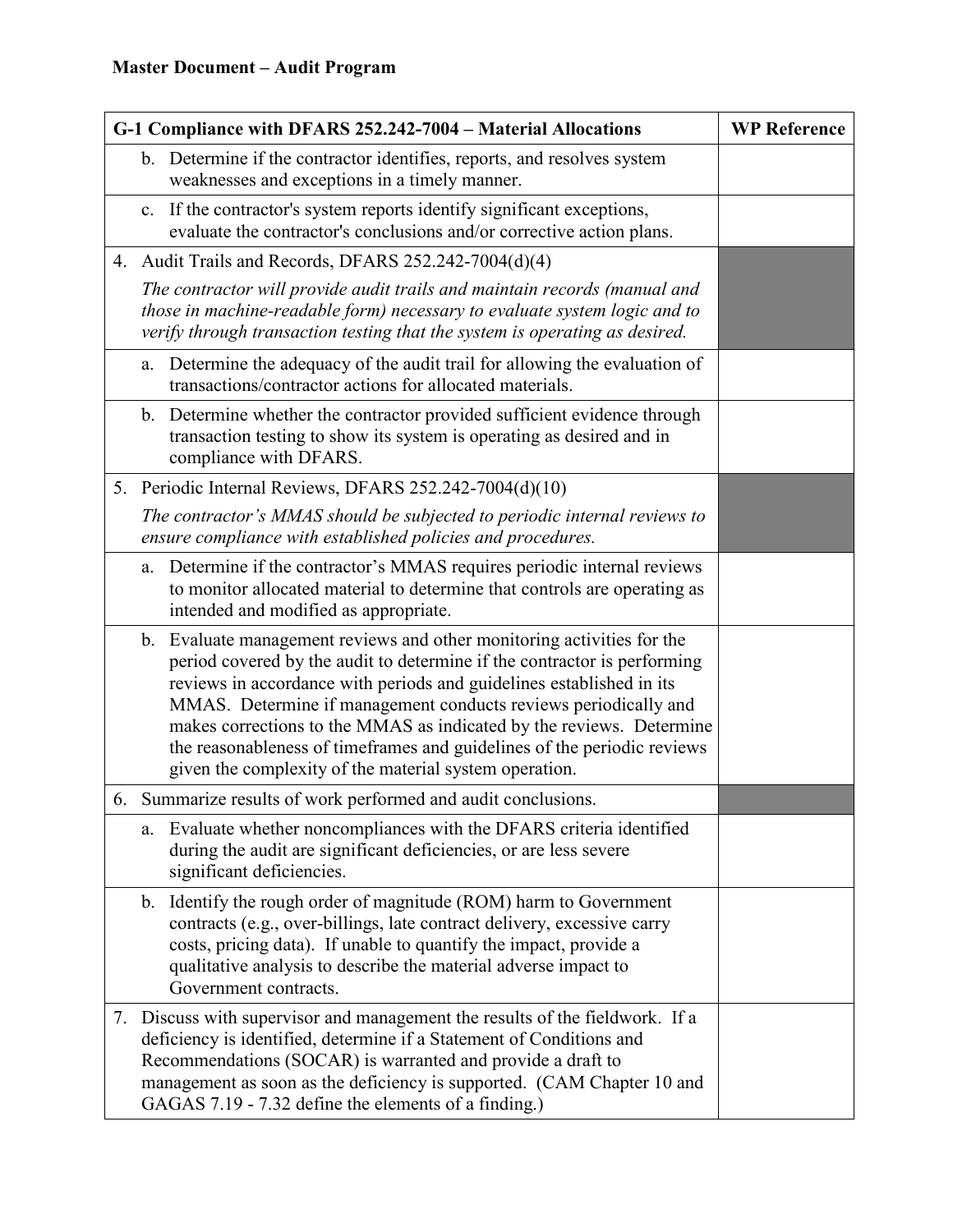**Master Document – Audit Program**

| G-1 Compliance with DFARS 252.242-7004 – Material Allocations | WP Reference |
|---|---|
| b. Determine if the contractor identifies, reports, and resolves system weaknesses and exceptions in a timely manner. | |
| c. If the contractor's system reports identify significant exceptions, evaluate the contractor's conclusions and/or corrective action plans. | |
| 4. Audit Trails and Records, DFARS 252.242-7004(d)(4)<br>*The contractor will provide audit trails and maintain records (manual and those in machine-readable form) necessary to evaluate system logic and to verify through transaction testing that the system is operating as desired.* | |
| a. Determine the adequacy of the audit trail for allowing the evaluation of transactions/contractor actions for allocated materials. | |
| b. Determine whether the contractor provided sufficient evidence through transaction testing to show its system is operating as desired and in compliance with DFARS. | |
| 5. Periodic Internal Reviews, DFARS 252.242-7004(d)(10)<br>*The contractor's MMAS should be subjected to periodic internal reviews to ensure compliance with established policies and procedures.* | |
| a. Determine if the contractor's MMAS requires periodic internal reviews to monitor allocated material to determine that controls are operating as intended and modified as appropriate. | |
| b. Evaluate management reviews and other monitoring activities for the period covered by the audit to determine if the contractor is performing reviews in accordance with periods and guidelines established in its MMAS. Determine if management conducts reviews periodically and makes corrections to the MMAS as indicated by the reviews. Determine the reasonableness of timeframes and guidelines of the periodic reviews given the complexity of the material system operation. | |
| 6. Summarize results of work performed and audit conclusions. | |
| a. Evaluate whether noncompliances with the DFARS criteria identified during the audit are significant deficiencies, or are less severe significant deficiencies. | |
| b. Identify the rough order of magnitude (ROM) harm to Government contracts (e.g., over-billings, late contract delivery, excessive carry costs, pricing data). If unable to quantify the impact, provide a qualitative analysis to describe the material adverse impact to Government contracts. | |
| 7. Discuss with supervisor and management the results of the fieldwork. If a deficiency is identified, determine if a Statement of Conditions and Recommendations (SOCAR) is warranted and provide a draft to management as soon as the deficiency is supported. (CAM Chapter 10 and GAGAS 7.19 - 7.32 define the elements of a finding.) | |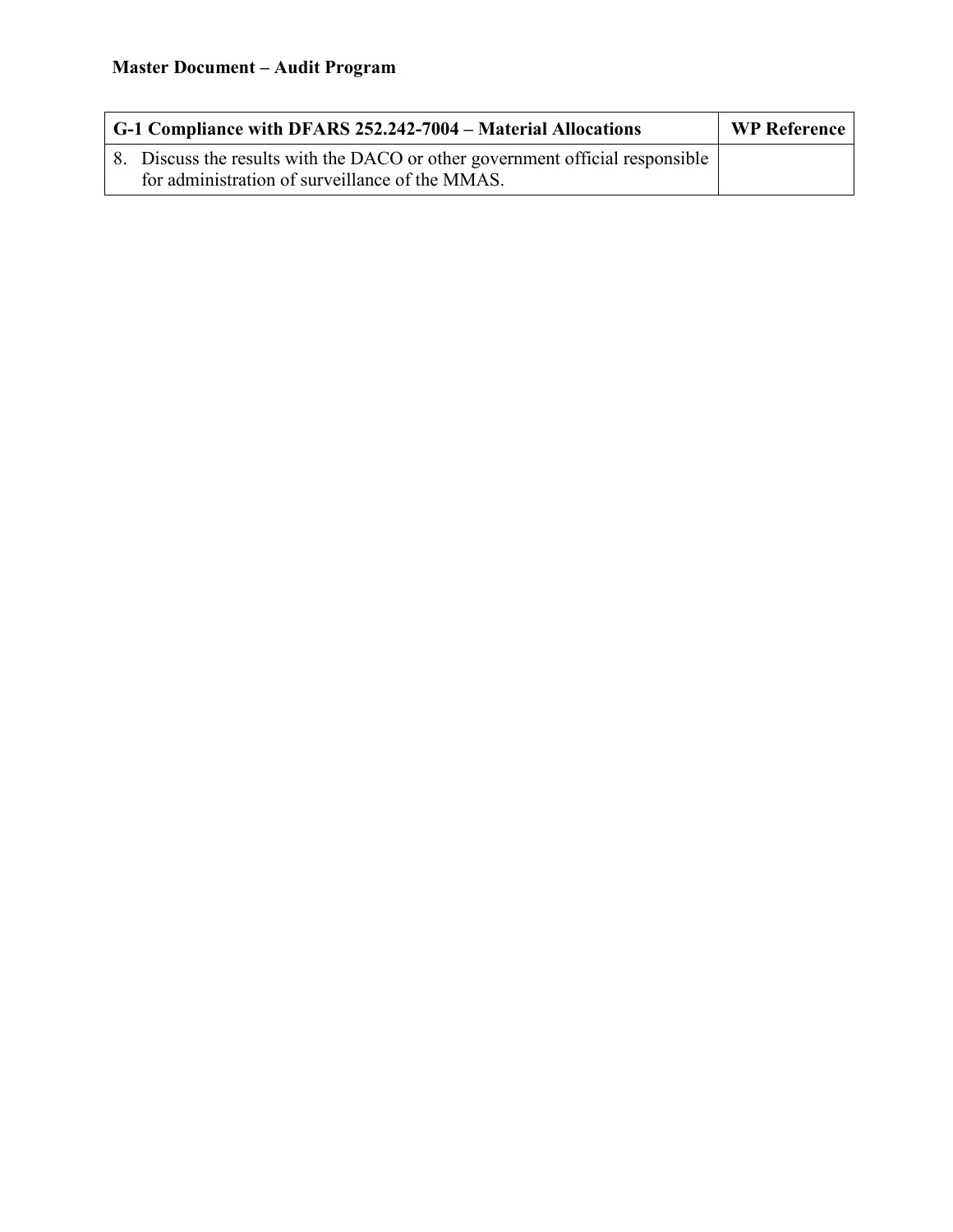**Master Document – Audit Program**

| G-1 Compliance with DFARS 252.242-7004 – Material Allocations | WP Reference |
|---|---|
| 8. Discuss the results with the DACO or other government official responsible for administration of surveillance of the MMAS. | |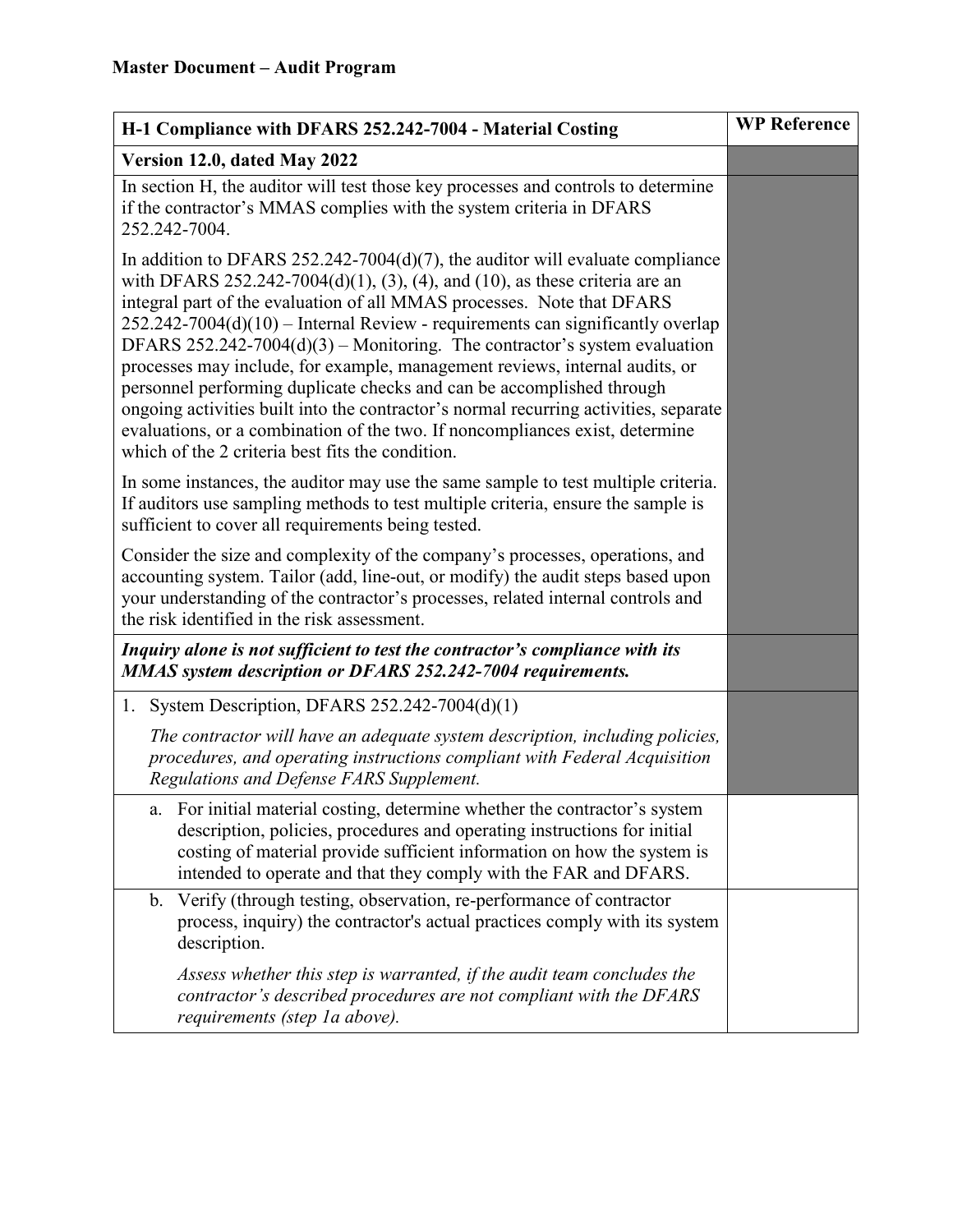**Master Document – Audit Program**

| H-1 Compliance with DFARS 252.242-7004 - Material Costing | WP Reference |
|---|---|
| **Version 12.0, dated May 2022** | |
| In section H, the auditor will test those key processes and controls to determine if the contractor's MMAS complies with the system criteria in DFARS 252.242-7004.<br><br>In addition to DFARS 252.242-7004(d)(7), the auditor will evaluate compliance with DFARS 252.242-7004(d)(1), (3), (4), and (10), as these criteria are an integral part of the evaluation of all MMAS processes. Note that DFARS 252.242-7004(d)(10) – Internal Review - requirements can significantly overlap DFARS 252.242-7004(d)(3) – Monitoring. The contractor's system evaluation processes may include, for example, management reviews, internal audits, or personnel performing duplicate checks and can be accomplished through ongoing activities built into the contractor's normal recurring activities, separate evaluations, or a combination of the two. If noncompliances exist, determine which of the 2 criteria best fits the condition.<br><br>In some instances, the auditor may use the same sample to test multiple criteria. If auditors use sampling methods to test multiple criteria, ensure the sample is sufficient to cover all requirements being tested.<br><br>Consider the size and complexity of the company's processes, operations, and accounting system. Tailor (add, line-out, or modify) the audit steps based upon your understanding of the contractor's processes, related internal controls and the risk identified in the risk assessment. | |
| ***Inquiry alone is not sufficient to test the contractor's compliance with its MMAS system description or DFARS 252.242-7004 requirements.*** | |
| 1. System Description, DFARS 252.242-7004(d)(1)<br><br>*The contractor will have an adequate system description, including policies, procedures, and operating instructions compliant with Federal Acquisition Regulations and Defense FARS Supplement.* | |
| a. For initial material costing, determine whether the contractor's system description, policies, procedures and operating instructions for initial costing of material provide sufficient information on how the system is intended to operate and that they comply with the FAR and DFARS. | |
| b. Verify (through testing, observation, re-performance of contractor process, inquiry) the contractor's actual practices comply with its system description.<br><br>*Assess whether this step is warranted, if the audit team concludes the contractor's described procedures are not compliant with the DFARS requirements (step 1a above).* | |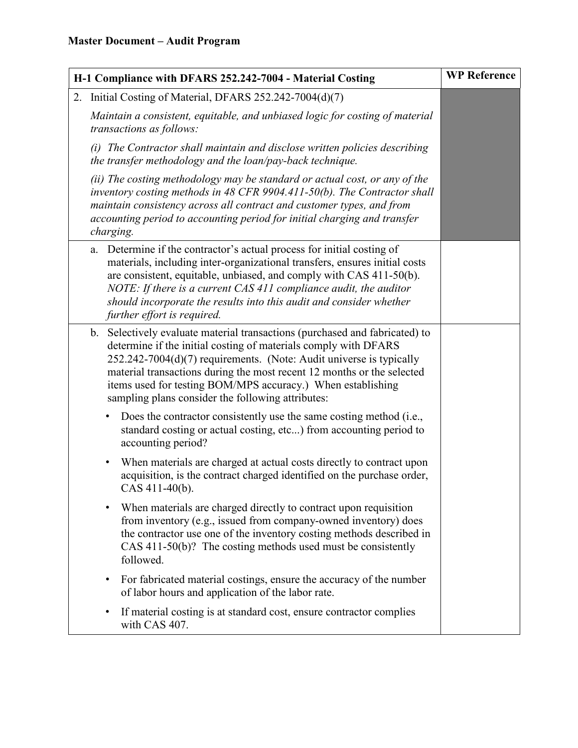**Master Document – Audit Program**

| H-1 Compliance with DFARS 252.242-7004 - Material Costing | WP Reference |
|---|---|
| 2. Initial Costing of Material, DFARS 252.242-7004(d)(7)<br><br>*Maintain a consistent, equitable, and unbiased logic for costing of material transactions as follows:*<br><br>*(i) The Contractor shall maintain and disclose written policies describing the transfer methodology and the loan/pay-back technique.*<br><br>*(ii) The costing methodology may be standard or actual cost, or any of the inventory costing methods in 48 CFR 9904.411-50(b). The Contractor shall maintain consistency across all contract and customer types, and from accounting period to accounting period for initial charging and transfer charging.* | |
| a. Determine if the contractor's actual process for initial costing of materials, including inter-organizational transfers, ensures initial costs are consistent, equitable, unbiased, and comply with CAS 411-50(b). *NOTE: If there is a current CAS 411 compliance audit, the auditor should incorporate the results into this audit and consider whether further effort is required.* | |
| b. Selectively evaluate material transactions (purchased and fabricated) to determine if the initial costing of materials comply with DFARS 252.242-7004(d)(7) requirements. (Note: Audit universe is typically material transactions during the most recent 12 months or the selected items used for testing BOM/MPS accuracy.) When establishing sampling plans consider the following attributes:<br><br>• Does the contractor consistently use the same costing method (i.e., standard costing or actual costing, etc...) from accounting period to accounting period?<br><br>• When materials are charged at actual costs directly to contract upon acquisition, is the contract charged identified on the purchase order, CAS 411-40(b).<br><br>• When materials are charged directly to contract upon requisition from inventory (e.g., issued from company-owned inventory) does the contractor use one of the inventory costing methods described in CAS 411-50(b)? The costing methods used must be consistently followed.<br><br>• For fabricated material costings, ensure the accuracy of the number of labor hours and application of the labor rate.<br><br>• If material costing is at standard cost, ensure contractor complies with CAS 407. | |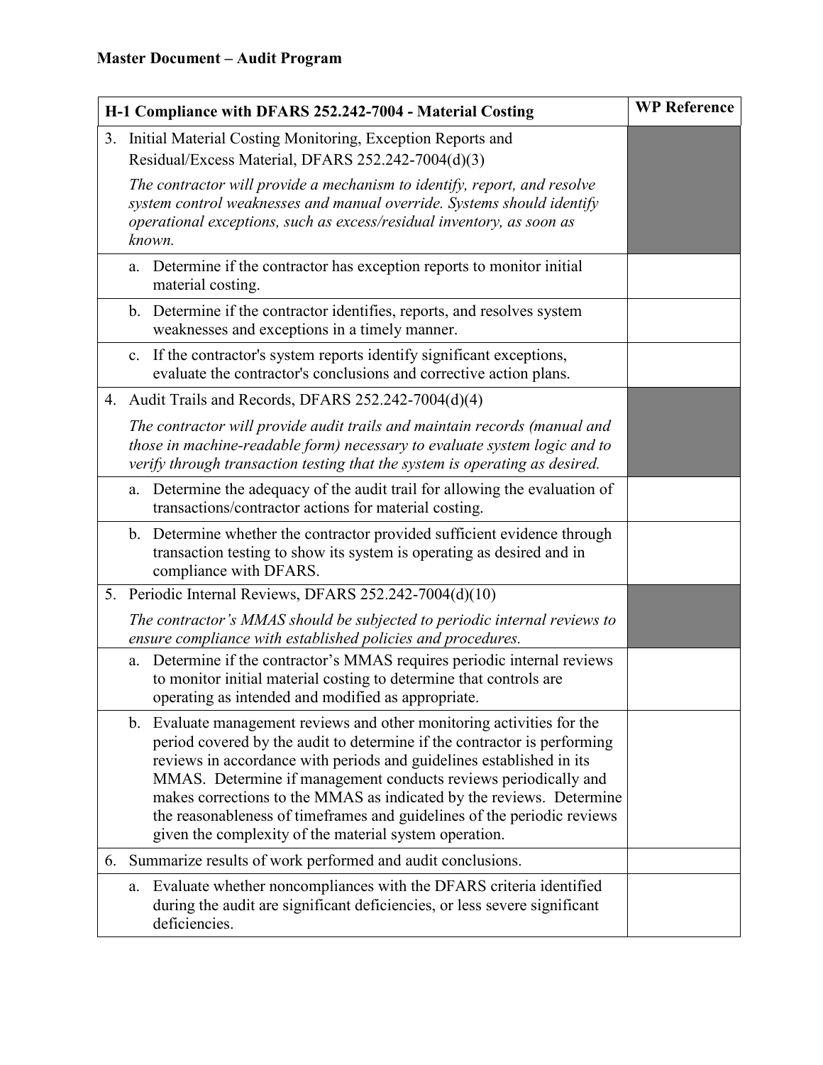**Master Document – Audit Program**

| H-1 Compliance with DFARS 252.242-7004 - Material Costing | WP Reference |
|---|---|
| 3. Initial Material Costing Monitoring, Exception Reports and Residual/Excess Material, DFARS 252.242-7004(d)(3)<br><br>*The contractor will provide a mechanism to identify, report, and resolve system control weaknesses and manual override. Systems should identify operational exceptions, such as excess/residual inventory, as soon as known.* | |
| a. Determine if the contractor has exception reports to monitor initial material costing. | |
| b. Determine if the contractor identifies, reports, and resolves system weaknesses and exceptions in a timely manner. | |
| c. If the contractor's system reports identify significant exceptions, evaluate the contractor's conclusions and corrective action plans. | |
| 4. Audit Trails and Records, DFARS 252.242-7004(d)(4)<br><br>*The contractor will provide audit trails and maintain records (manual and those in machine-readable form) necessary to evaluate system logic and to verify through transaction testing that the system is operating as desired.* | |
| a. Determine the adequacy of the audit trail for allowing the evaluation of transactions/contractor actions for material costing. | |
| b. Determine whether the contractor provided sufficient evidence through transaction testing to show its system is operating as desired and in compliance with DFARS. | |
| 5. Periodic Internal Reviews, DFARS 252.242-7004(d)(10)<br><br>*The contractor's MMAS should be subjected to periodic internal reviews to ensure compliance with established policies and procedures.* | |
| a. Determine if the contractor's MMAS requires periodic internal reviews to monitor initial material costing to determine that controls are operating as intended and modified as appropriate. | |
| b. Evaluate management reviews and other monitoring activities for the period covered by the audit to determine if the contractor is performing reviews in accordance with periods and guidelines established in its MMAS. Determine if management conducts reviews periodically and makes corrections to the MMAS as indicated by the reviews. Determine the reasonableness of timeframes and guidelines of the periodic reviews given the complexity of the material system operation. | |
| 6. Summarize results of work performed and audit conclusions. | |
| a. Evaluate whether noncompliances with the DFARS criteria identified during the audit are significant deficiencies, or less severe significant deficiencies. | |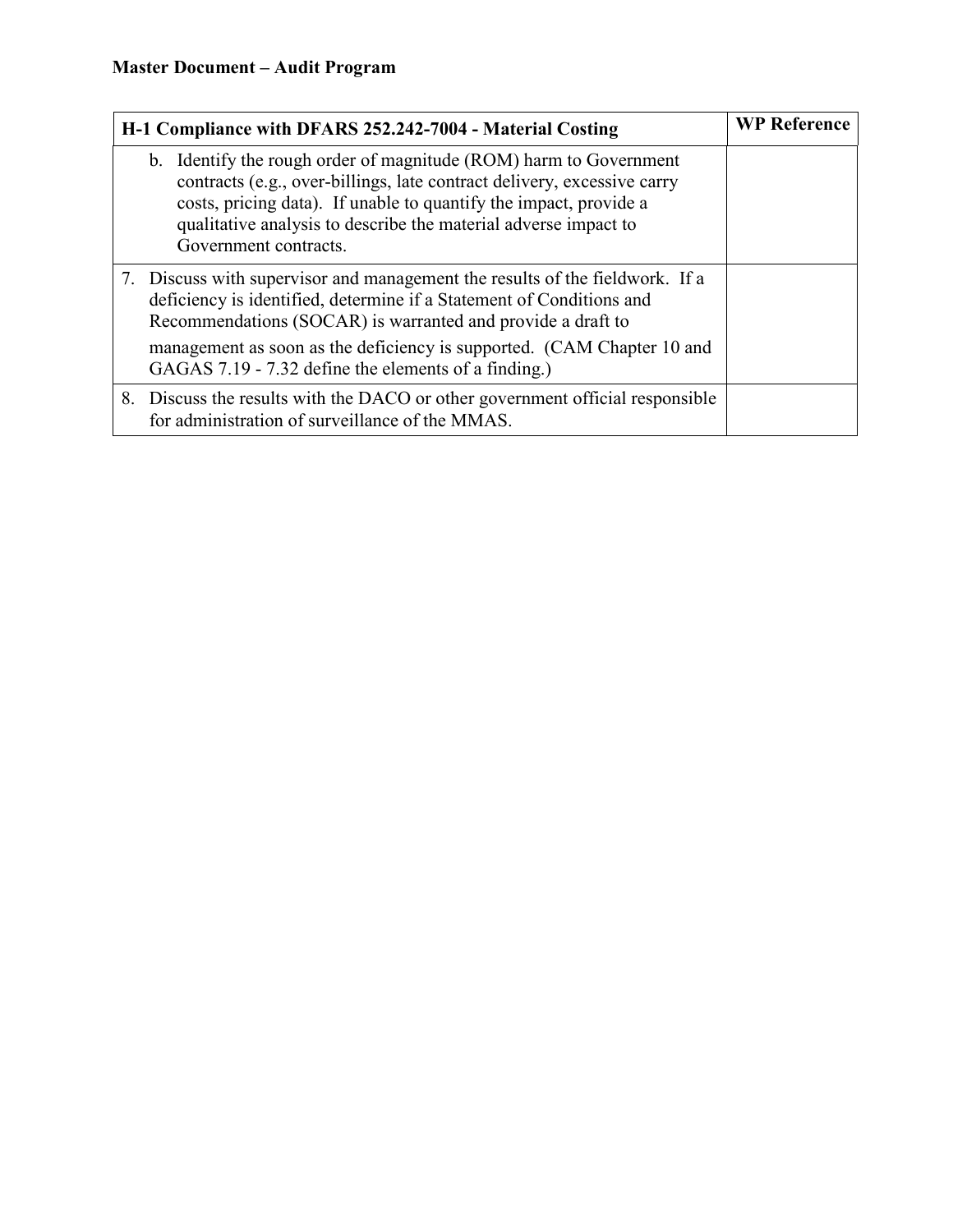**Master Document – Audit Program**

| H-1 Compliance with DFARS 252.242-7004 - Material Costing | WP Reference |
| --- | --- |
| b. Identify the rough order of magnitude (ROM) harm to Government contracts (e.g., over-billings, late contract delivery, excessive carry costs, pricing data). If unable to quantify the impact, provide a qualitative analysis to describe the material adverse impact to Government contracts. | |
| 7. Discuss with supervisor and management the results of the fieldwork. If a deficiency is identified, determine if a Statement of Conditions and Recommendations (SOCAR) is warranted and provide a draft to management as soon as the deficiency is supported. (CAM Chapter 10 and GAGAS 7.19 - 7.32 define the elements of a finding.) | |
| 8. Discuss the results with the DACO or other government official responsible for administration of surveillance of the MMAS. | |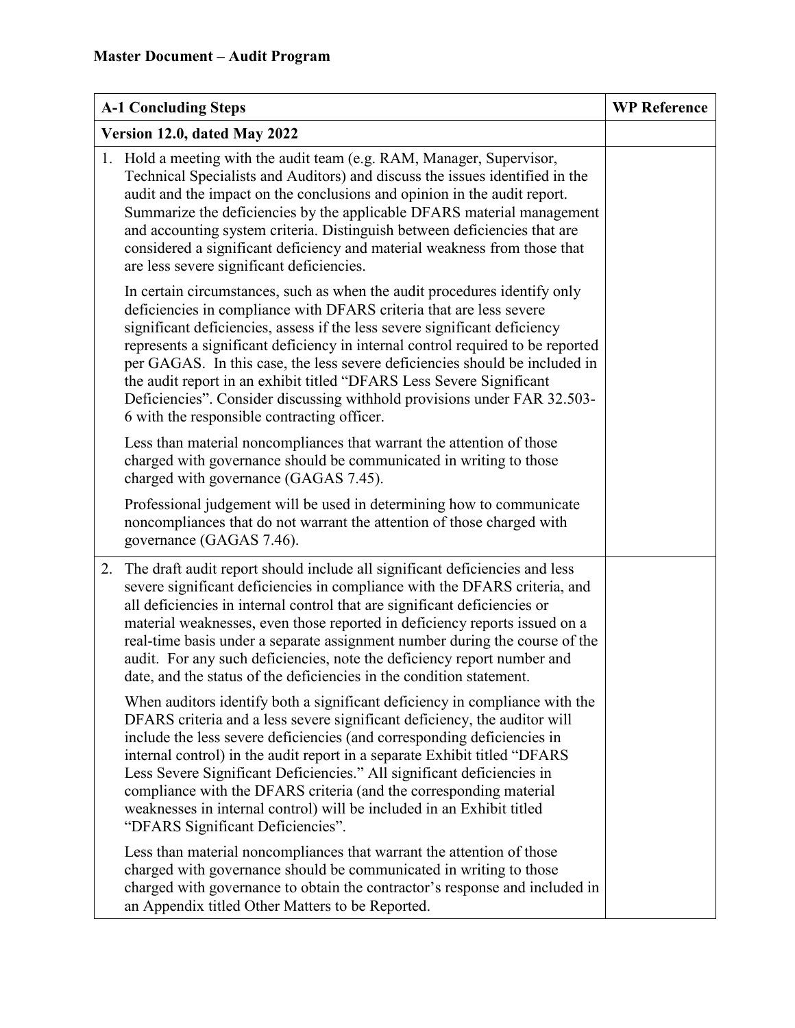**Master Document – Audit Program**

| A-1 Concluding Steps | WP Reference |
|---|---|
| **Version 12.0, dated May 2022** | |
| 1. Hold a meeting with the audit team (e.g. RAM, Manager, Supervisor, Technical Specialists and Auditors) and discuss the issues identified in the audit and the impact on the conclusions and opinion in the audit report. Summarize the deficiencies by the applicable DFARS material management and accounting system criteria. Distinguish between deficiencies that are considered a significant deficiency and material weakness from those that are less severe significant deficiencies.<br><br>In certain circumstances, such as when the audit procedures identify only deficiencies in compliance with DFARS criteria that are less severe significant deficiencies, assess if the less severe significant deficiency represents a significant deficiency in internal control required to be reported per GAGAS. In this case, the less severe deficiencies should be included in the audit report in an exhibit titled "DFARS Less Severe Significant Deficiencies". Consider discussing withhold provisions under FAR 32.503-6 with the responsible contracting officer.<br><br>Less than material noncompliances that warrant the attention of those charged with governance should be communicated in writing to those charged with governance (GAGAS 7.45).<br><br>Professional judgement will be used in determining how to communicate noncompliances that do not warrant the attention of those charged with governance (GAGAS 7.46). | |
| 2. The draft audit report should include all significant deficiencies and less severe significant deficiencies in compliance with the DFARS criteria, and all deficiencies in internal control that are significant deficiencies or material weaknesses, even those reported in deficiency reports issued on a real-time basis under a separate assignment number during the course of the audit. For any such deficiencies, note the deficiency report number and date, and the status of the deficiencies in the condition statement.<br><br>When auditors identify both a significant deficiency in compliance with the DFARS criteria and a less severe significant deficiency, the auditor will include the less severe deficiencies (and corresponding deficiencies in internal control) in the audit report in a separate Exhibit titled "DFARS Less Severe Significant Deficiencies." All significant deficiencies in compliance with the DFARS criteria (and the corresponding material weaknesses in internal control) will be included in an Exhibit titled "DFARS Significant Deficiencies".<br><br>Less than material noncompliances that warrant the attention of those charged with governance should be communicated in writing to those charged with governance to obtain the contractor's response and included in an Appendix titled Other Matters to be Reported. | |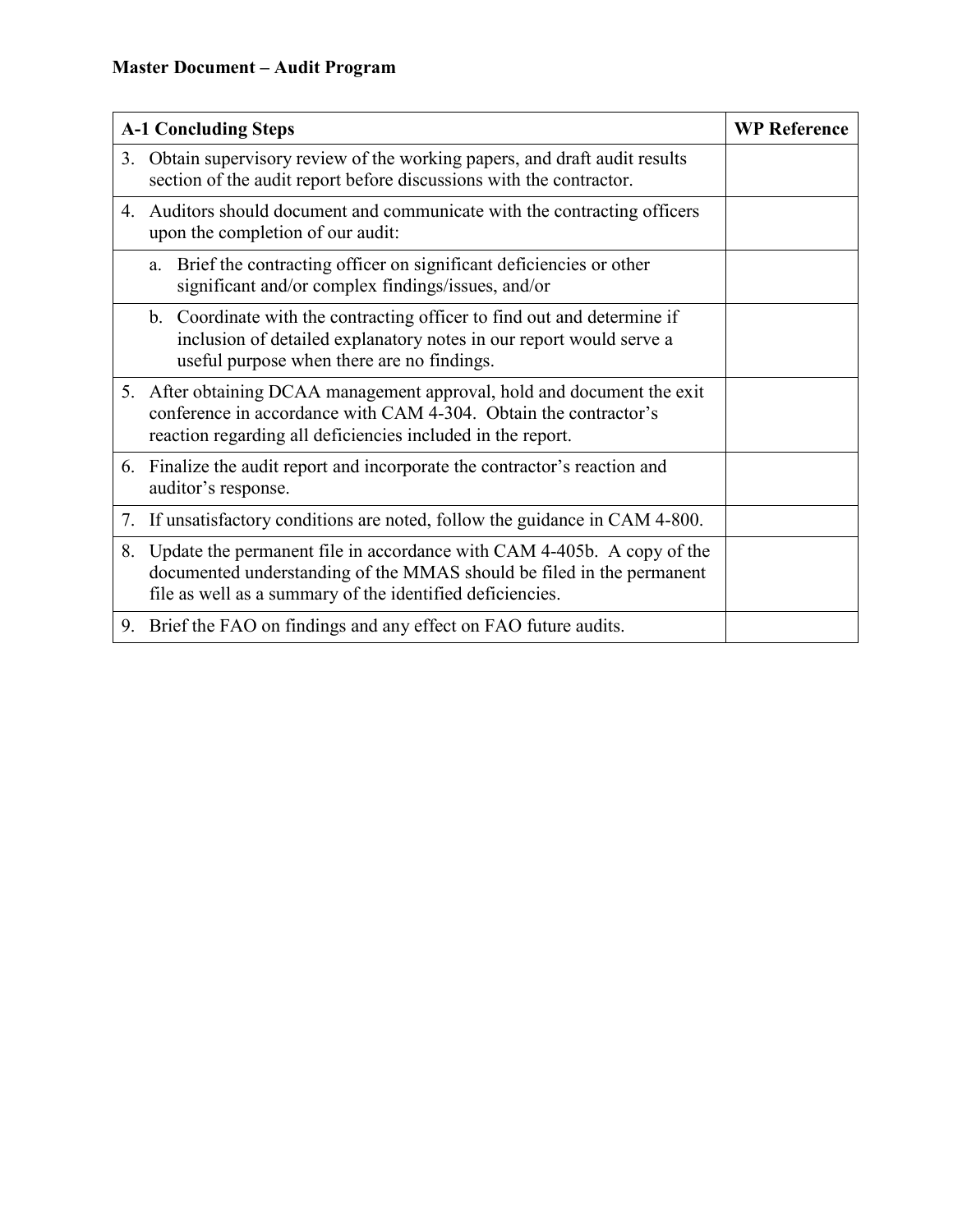**Master Document – Audit Program**

| A-1 Concluding Steps | WP Reference |
|---|---|
| 3. Obtain supervisory review of the working papers, and draft audit results section of the audit report before discussions with the contractor. | |
| 4. Auditors should document and communicate with the contracting officers upon the completion of our audit: | |
| a. Brief the contracting officer on significant deficiencies or other significant and/or complex findings/issues, and/or | |
| b. Coordinate with the contracting officer to find out and determine if inclusion of detailed explanatory notes in our report would serve a useful purpose when there are no findings. | |
| 5. After obtaining DCAA management approval, hold and document the exit conference in accordance with CAM 4-304. Obtain the contractor's reaction regarding all deficiencies included in the report. | |
| 6. Finalize the audit report and incorporate the contractor's reaction and auditor's response. | |
| 7. If unsatisfactory conditions are noted, follow the guidance in CAM 4-800. | |
| 8. Update the permanent file in accordance with CAM 4-405b. A copy of the documented understanding of the MMAS should be filed in the permanent file as well as a summary of the identified deficiencies. | |
| 9. Brief the FAO on findings and any effect on FAO future audits. | |